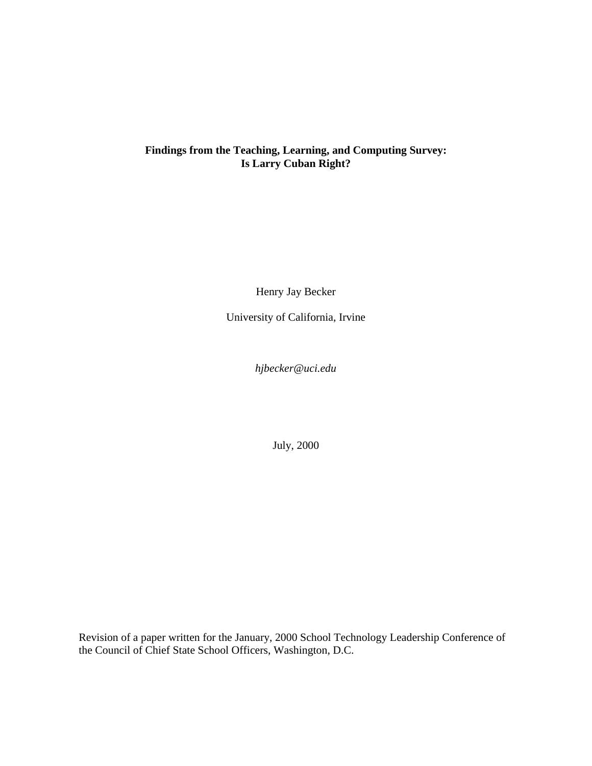# Findings from the Teaching, Learning, and Computing Survey: Is Larry Cuban Right?

Henry Jay Becker

University of California, Irvine

*hjbecker@uci.edu*

July, 2000

Revision of a paper written for the January, 2000 School Technology Leadership Conference of the Council of Chief State School Officers, Washington, D.C.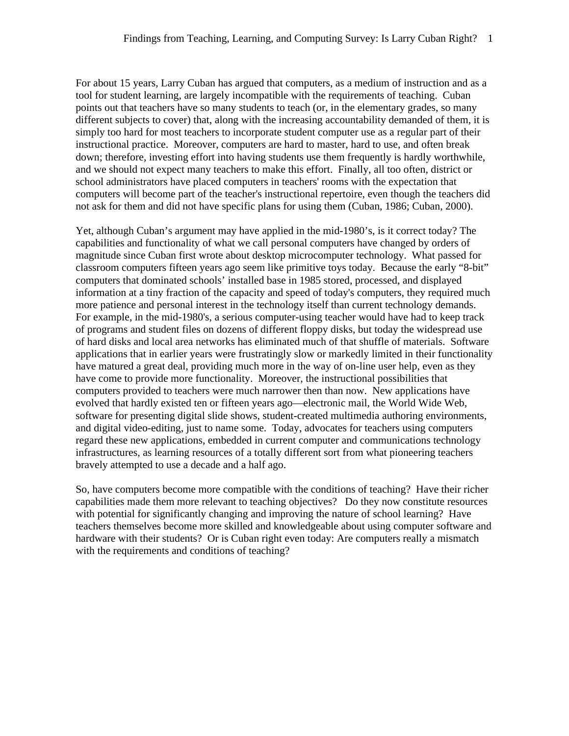For about 15 years, Larry Cuban has argued that computers, as a medium of instruction and as a tool for student learning, are largely incompatible with the requirements of teaching. Cuban points out that teachers have so many students to teach (or, in the elementary grades, so many different subjects to cover) that, along with the increasing accountability demanded of them, it is simply too hard for most teachers to incorporate student computer use as a regular part of their instructional practice. Moreover, computers are hard to master, hard to use, and often break down; therefore, investing effort into having students use them frequently is hardly worthwhile, and we should not expect many teachers to make this effort. Finally, all too often, district or school administrators have placed computers in teachers' rooms with the expectation that computers will become part of the teacher's instructional repertoire, even though the teachers did not ask for them and did not have specific plans for using them (Cuban, 1986; Cuban, 2000).

Yet, although Cuban's argument may have applied in the mid-1980's, is it correct today? The capabilities and functionality of what we call personal computers have changed by orders of magnitude since Cuban first wrote about desktop microcomputer technology. What passed for classroom computers fifteen years ago seem like primitive toys today. Because the early "8-bit" computers that dominated schools' installed base in 1985 stored, processed, and displayed information at a tiny fraction of the capacity and speed of today's computers, they required much more patience and personal interest in the technology itself than current technology demands. For example, in the mid-1980's, a serious computer-using teacher would have had to keep track of programs and student files on dozens of different floppy disks, but today the widespread use of hard disks and local area networks has eliminated much of that shuffle of materials. Software applications that in earlier years were frustratingly slow or markedly limited in their functionality have matured a great deal, providing much more in the way of on-line user help, even as they have come to provide more functionality. Moreover, the instructional possibilities that computers provided to teachers were much narrower then than now. New applications have evolved that hardly existed ten or fifteen years ago—electronic mail, the World Wide Web, software for presenting digital slide shows, student-created multimedia authoring environments, and digital video-editing, just to name some. Today, advocates for teachers using computers regard these new applications, embedded in current computer and communications technology infrastructures, as learning resources of a totally different sort from what pioneering teachers bravely attempted to use a decade and a half ago.

So, have computers become more compatible with the conditions of teaching? Have their richer capabilities made them more relevant to teaching objectives? Do they now constitute resources with potential for significantly changing and improving the nature of school learning? Have teachers themselves become more skilled and knowledgeable about using computer software and hardware with their students? Or is Cuban right even today: Are computers really a mismatch with the requirements and conditions of teaching?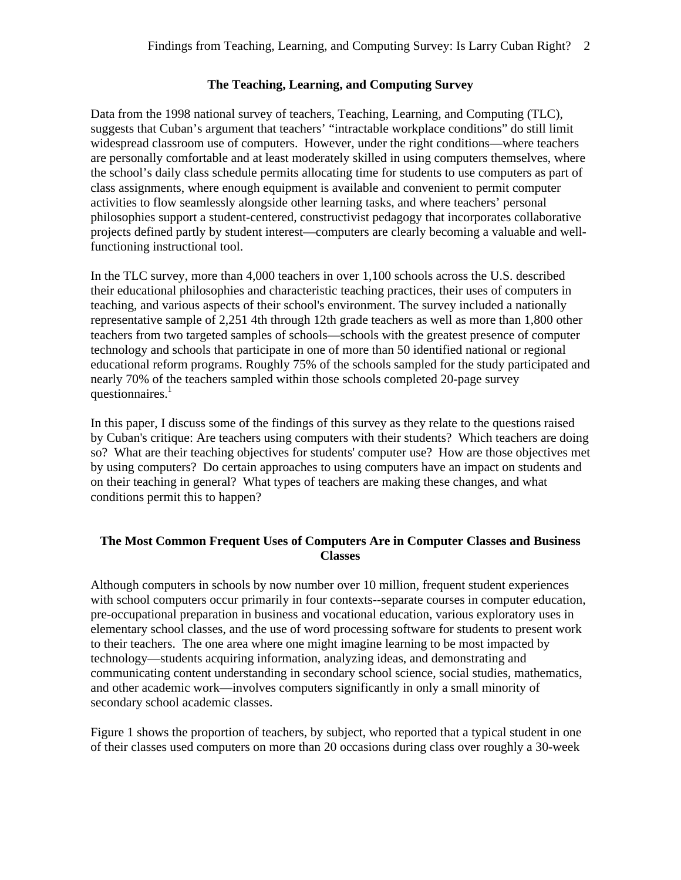## The Teaching, Learning, and Computing Survey

Data from the 1998 national survey of teachers, Teaching, Learning, and Computing (TLC), suggests that Cuban's argument that teachers' "intractable workplace conditions" do still limit widespread classroom use of computers. However, under the right conditions—where teachers are personally comfortable and at least moderately skilled in using computers themselves, where the school's daily class schedule permits allocating time for students to use computers as part of class assignments, where enough equipment is available and convenient to permit computer activities to flow seamlessly alongside other learning tasks, and where teachers' personal philosophies support a student-centered, constructivist pedagogy that incorporates collaborative projects defined partly by student interest—computers are clearly becoming a valuable and well-functioning instructional tool.

In the TLC survey, more than 4,000 teachers in over 1,100 schools across the U.S. described their educational philosophies and characteristic teaching practices, their uses of computers in teaching, and various aspects of their school's environment. The survey included a nationally representative sample of 2,251 4th through 12th grade teachers as well as more than 1,800 other teachers from two targeted samples of schools—schools with the greatest presence of computer technology and schools that participate in one of more than 50 identified national or regional educational reform programs. Roughly 75% of the schools sampled for the study participated and nearly 70% of the teachers sampled within those schools completed 20-page survey questionnaires.[1]

In this paper, I discuss some of the findings of this survey as they relate to the questions raised by Cuban's critique: Are teachers using computers with their students? Which teachers are doing so? What are their teaching objectives for students' computer use? How are those objectives met by using computers? Do certain approaches to using computers have an impact on students and on their teaching in general? What types of teachers are making these changes, and what conditions permit this to happen?

## The Most Common Frequent Uses of Computers Are in Computer Classes and Business Classes

Although computers in schools by now number over 10 million, frequent student experiences with school computers occur primarily in four contexts--separate courses in computer education, pre-occupational preparation in business and vocational education, various exploratory uses in elementary school classes, and the use of word processing software for students to present work to their teachers. The one area where one might imagine learning to be most impacted by technology—students acquiring information, analyzing ideas, and demonstrating and communicating content understanding in secondary school science, social studies, mathematics, and other academic work—involves computers significantly in only a small minority of secondary school academic classes.

Figure 1 shows the proportion of teachers, by subject, who reported that a typical student in one of their classes used computers on more than 20 occasions during class over roughly a 30-week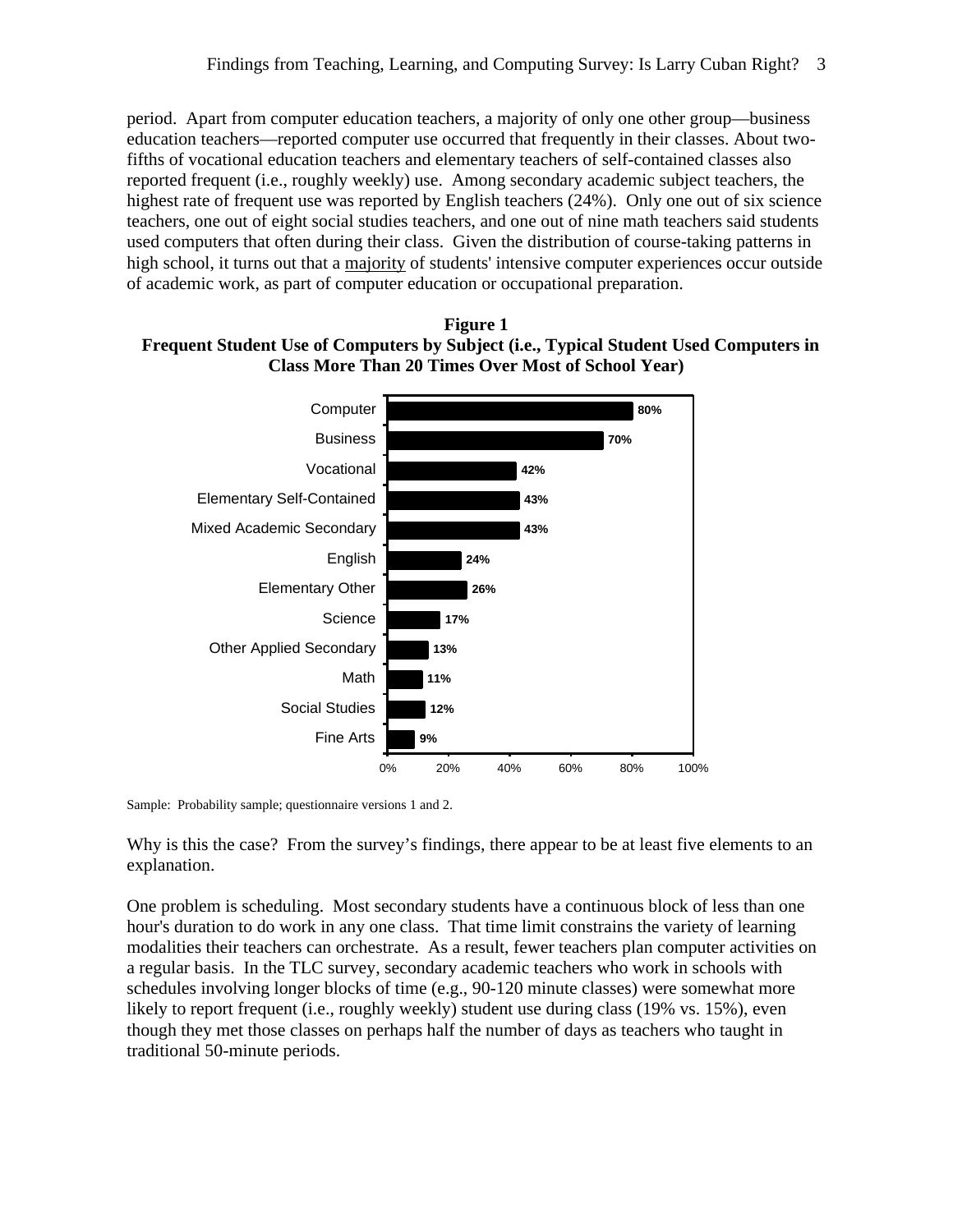period. Apart from computer education teachers, a majority of only one other group—business education teachers—reported computer use occurred that frequently in their classes. About two-fifths of vocational education teachers and elementary teachers of self-contained classes also reported frequent (i.e., roughly weekly) use. Among secondary academic subject teachers, the highest rate of frequent use was reported by English teachers (24%). Only one out of six science teachers, one out of eight social studies teachers, and one out of nine math teachers said students used computers that often during their class. Given the distribution of course-taking patterns in high school, it turns out that a majority of students' intensive computer experiences occur outside of academic work, as part of computer education or occupational preparation.

**Figure 1**
**Frequent Student Use of Computers by Subject (i.e., Typical Student Used Computers in Class More Than 20 Times Over Most of School Year)**

| Subject | Percent |
| --- | --- |
| Computer | 80% |
| Business | 70% |
| Vocational | 42% |
| Elementary Self-Contained | 43% |
| Mixed Academic Secondary | 43% |
| English | 24% |
| Elementary Other | 26% |
| Science | 17% |
| Other Applied Secondary | 13% |
| Math | 11% |
| Social Studies | 12% |
| Fine Arts | 9% |

Sample: Probability sample; questionnaire versions 1 and 2.

Why is this the case? From the survey's findings, there appear to be at least five elements to an explanation.

One problem is scheduling. Most secondary students have a continuous block of less than one hour's duration to do work in any one class. That time limit constrains the variety of learning modalities their teachers can orchestrate. As a result, fewer teachers plan computer activities on a regular basis. In the TLC survey, secondary academic teachers who work in schools with schedules involving longer blocks of time (e.g., 90-120 minute classes) were somewhat more likely to report frequent (i.e., roughly weekly) student use during class (19% vs. 15%), even though they met those classes on perhaps half the number of days as teachers who taught in traditional 50-minute periods.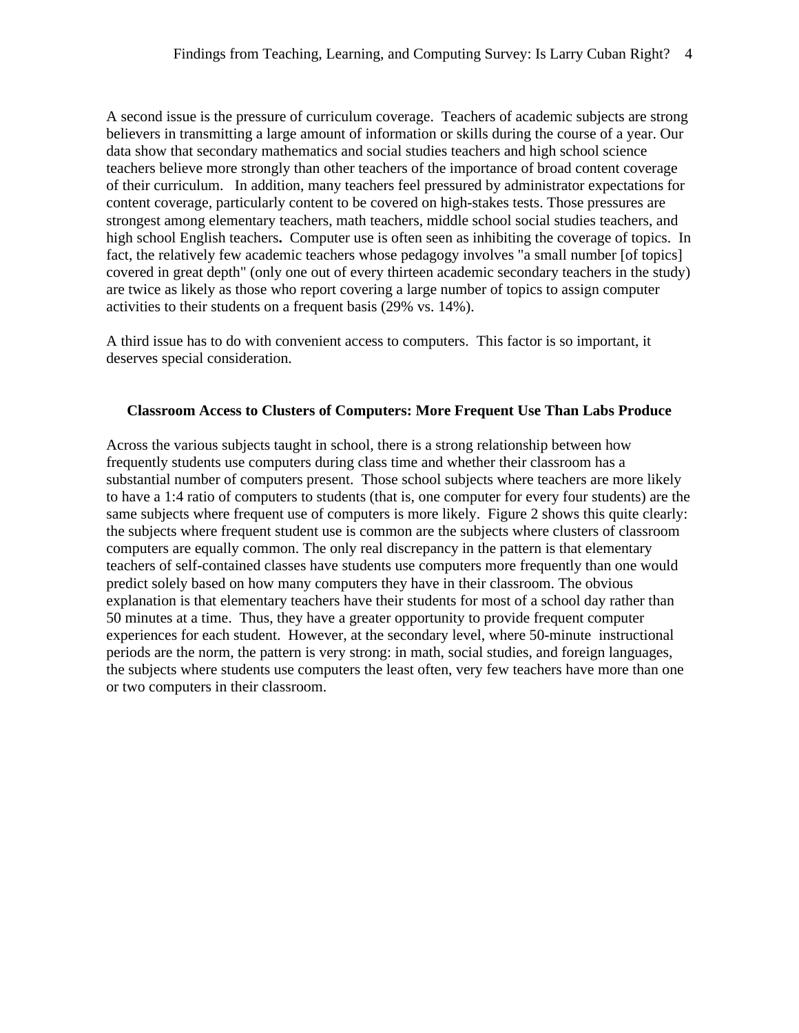A second issue is the pressure of curriculum coverage. Teachers of academic subjects are strong believers in transmitting a large amount of information or skills during the course of a year. Our data show that secondary mathematics and social studies teachers and high school science teachers believe more strongly than other teachers of the importance of broad content coverage of their curriculum. In addition, many teachers feel pressured by administrator expectations for content coverage, particularly content to be covered on high-stakes tests. Those pressures are strongest among elementary teachers, math teachers, middle school social studies teachers, and high school English teachers**.** Computer use is often seen as inhibiting the coverage of topics. In fact, the relatively few academic teachers whose pedagogy involves "a small number [of topics] covered in great depth" (only one out of every thirteen academic secondary teachers in the study) are twice as likely as those who report covering a large number of topics to assign computer activities to their students on a frequent basis (29% vs. 14%).

A third issue has to do with convenient access to computers. This factor is so important, it deserves special consideration.

## Classroom Access to Clusters of Computers: More Frequent Use Than Labs Produce

Across the various subjects taught in school, there is a strong relationship between how frequently students use computers during class time and whether their classroom has a substantial number of computers present. Those school subjects where teachers are more likely to have a 1:4 ratio of computers to students (that is, one computer for every four students) are the same subjects where frequent use of computers is more likely. Figure 2 shows this quite clearly: the subjects where frequent student use is common are the subjects where clusters of classroom computers are equally common. The only real discrepancy in the pattern is that elementary teachers of self-contained classes have students use computers more frequently than one would predict solely based on how many computers they have in their classroom. The obvious explanation is that elementary teachers have their students for most of a school day rather than 50 minutes at a time. Thus, they have a greater opportunity to provide frequent computer experiences for each student. However, at the secondary level, where 50-minute instructional periods are the norm, the pattern is very strong: in math, social studies, and foreign languages, the subjects where students use computers the least often, very few teachers have more than one or two computers in their classroom.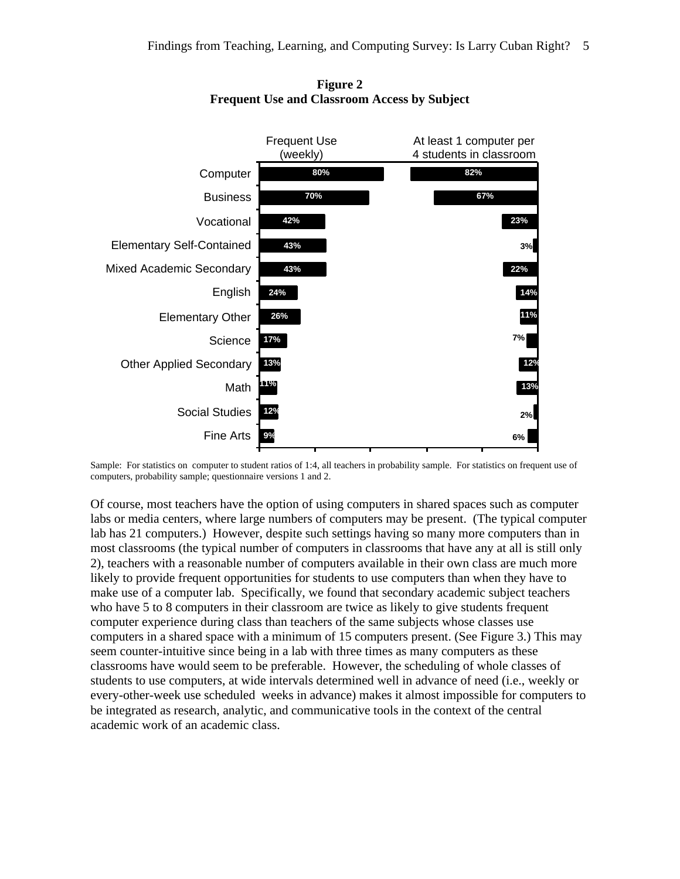**Figure 2**
**Frequent Use and Classroom Access by Subject**

| Subject | Frequent Use (weekly) | At least 1 computer per 4 students in classroom |
| --- | --- | --- |
| Computer | 80% | 82% |
| Business | 70% | 67% |
| Vocational | 42% | 23% |
| Elementary Self-Contained | 43% | 3% |
| Mixed Academic Secondary | 43% | 22% |
| English | 24% | 14% |
| Elementary Other | 26% | 11% |
| Science | 17% | 7% |
| Other Applied Secondary | 13% | 12% |
| Math | 11% | 13% |
| Social Studies | 12% | 2% |
| Fine Arts | 9% | 6% |

Sample: For statistics on computer to student ratios of 1:4, all teachers in probability sample. For statistics on frequent use of computers, probability sample; questionnaire versions 1 and 2.

Of course, most teachers have the option of using computers in shared spaces such as computer labs or media centers, where large numbers of computers may be present. (The typical computer lab has 21 computers.) However, despite such settings having so many more computers than in most classrooms (the typical number of computers in classrooms that have any at all is still only 2), teachers with a reasonable number of computers available in their own class are much more likely to provide frequent opportunities for students to use computers than when they have to make use of a computer lab. Specifically, we found that secondary academic subject teachers who have 5 to 8 computers in their classroom are twice as likely to give students frequent computer experience during class than teachers of the same subjects whose classes use computers in a shared space with a minimum of 15 computers present. (See Figure 3.) This may seem counter-intuitive since being in a lab with three times as many computers as these classrooms have would seem to be preferable. However, the scheduling of whole classes of students to use computers, at wide intervals determined well in advance of need (i.e., weekly or every-other-week use scheduled weeks in advance) makes it almost impossible for computers to be integrated as research, analytic, and communicative tools in the context of the central academic work of an academic class.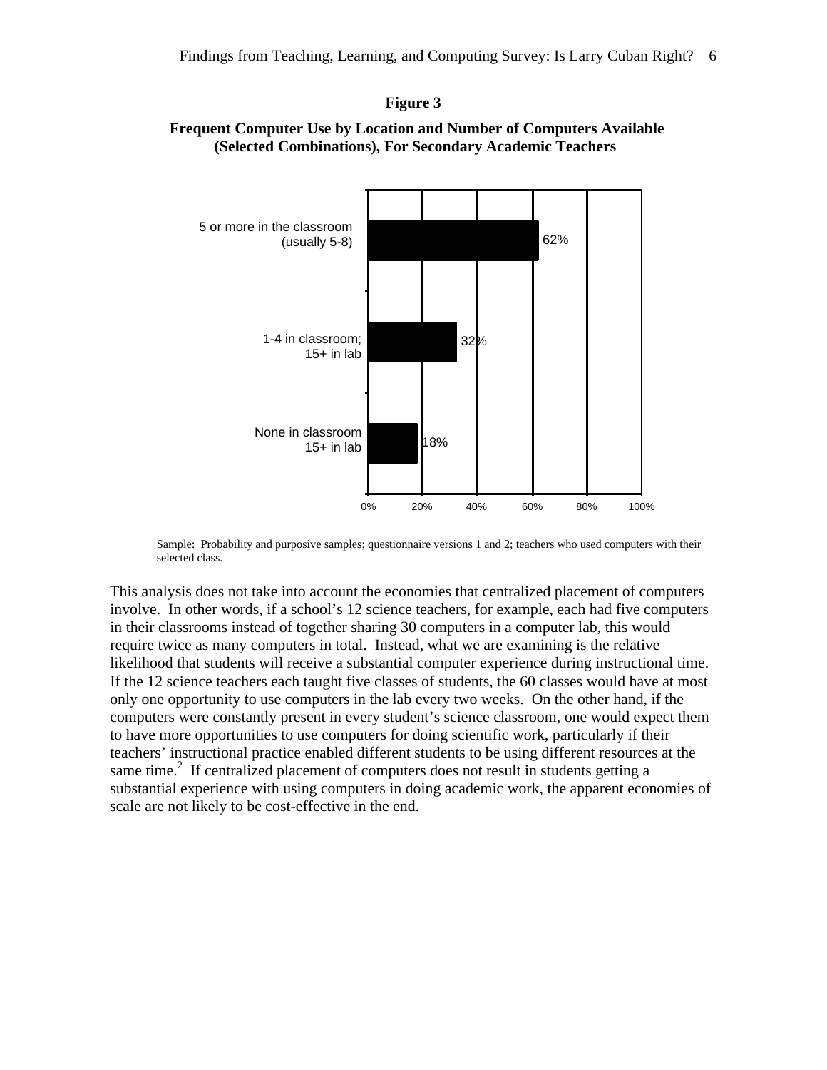**Figure 3**

**Frequent Computer Use by Location and Number of Computers Available (Selected Combinations), For Secondary Academic Teachers**

| Location and number of computers | Frequent computer use |
|---|---|
| 5 or more in the classroom (usually 5-8) | 62% |
| 1-4 in classroom; 15+ in lab | 32% |
| None in classroom 15+ in lab | 18% |

Sample: Probability and purposive samples; questionnaire versions 1 and 2; teachers who used computers with their selected class.

This analysis does not take into account the economies that centralized placement of computers involve. In other words, if a school's 12 science teachers, for example, each had five computers in their classrooms instead of together sharing 30 computers in a computer lab, this would require twice as many computers in total. Instead, what we are examining is the relative likelihood that students will receive a substantial computer experience during instructional time. If the 12 science teachers each taught five classes of students, the 60 classes would have at most only one opportunity to use computers in the lab every two weeks. On the other hand, if the computers were constantly present in every student's science classroom, one would expect them to have more opportunities to use computers for doing scientific work, particularly if their teachers' instructional practice enabled different students to be using different resources at the same time.[2] If centralized placement of computers does not result in students getting a substantial experience with using computers in doing academic work, the apparent economies of scale are not likely to be cost-effective in the end.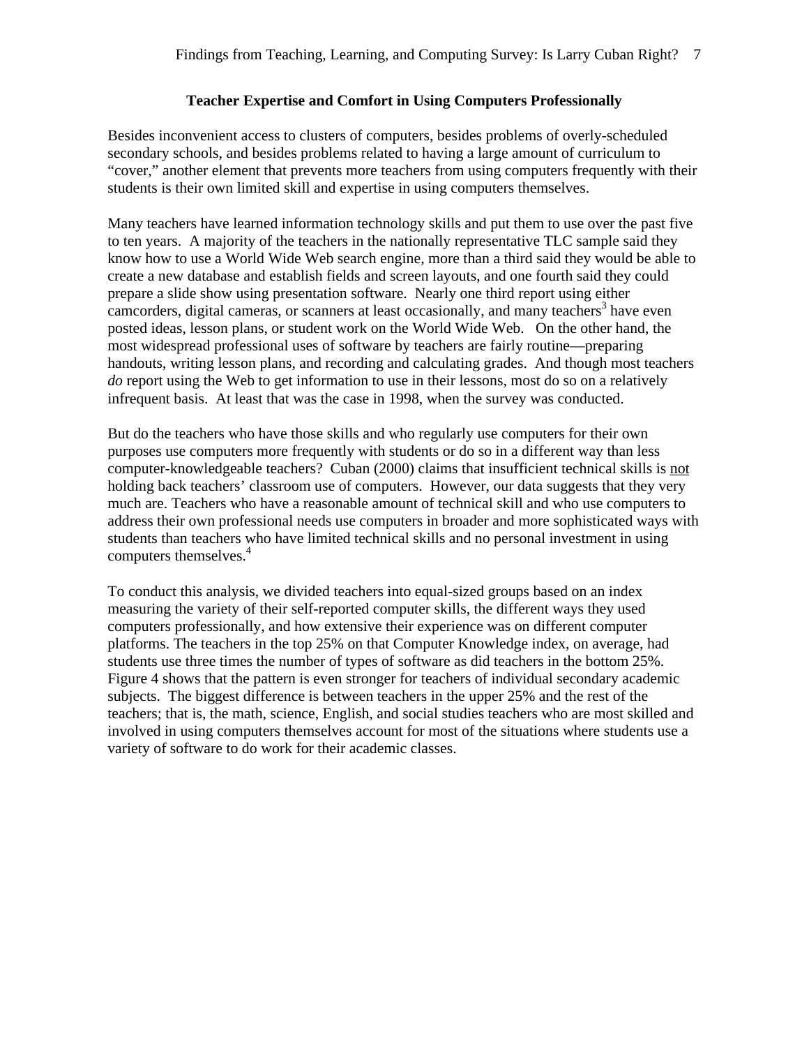## Teacher Expertise and Comfort in Using Computers Professionally

Besides inconvenient access to clusters of computers, besides problems of overly-scheduled secondary schools, and besides problems related to having a large amount of curriculum to "cover," another element that prevents more teachers from using computers frequently with their students is their own limited skill and expertise in using computers themselves.

Many teachers have learned information technology skills and put them to use over the past five to ten years. A majority of the teachers in the nationally representative TLC sample said they know how to use a World Wide Web search engine, more than a third said they would be able to create a new database and establish fields and screen layouts, and one fourth said they could prepare a slide show using presentation software. Nearly one third report using either camcorders, digital cameras, or scanners at least occasionally, and many teachers[3] have even posted ideas, lesson plans, or student work on the World Wide Web. On the other hand, the most widespread professional uses of software by teachers are fairly routine—preparing handouts, writing lesson plans, and recording and calculating grades. And though most teachers *do* report using the Web to get information to use in their lessons, most do so on a relatively infrequent basis. At least that was the case in 1998, when the survey was conducted.

But do the teachers who have those skills and who regularly use computers for their own purposes use computers more frequently with students or do so in a different way than less computer-knowledgeable teachers? Cuban (2000) claims that insufficient technical skills is <u>not</u> holding back teachers' classroom use of computers. However, our data suggests that they very much are. Teachers who have a reasonable amount of technical skill and who use computers to address their own professional needs use computers in broader and more sophisticated ways with students than teachers who have limited technical skills and no personal investment in using computers themselves.[4]

To conduct this analysis, we divided teachers into equal-sized groups based on an index measuring the variety of their self-reported computer skills, the different ways they used computers professionally, and how extensive their experience was on different computer platforms. The teachers in the top 25% on that Computer Knowledge index, on average, had students use three times the number of types of software as did teachers in the bottom 25%. Figure 4 shows that the pattern is even stronger for teachers of individual secondary academic subjects. The biggest difference is between teachers in the upper 25% and the rest of the teachers; that is, the math, science, English, and social studies teachers who are most skilled and involved in using computers themselves account for most of the situations where students use a variety of software to do work for their academic classes.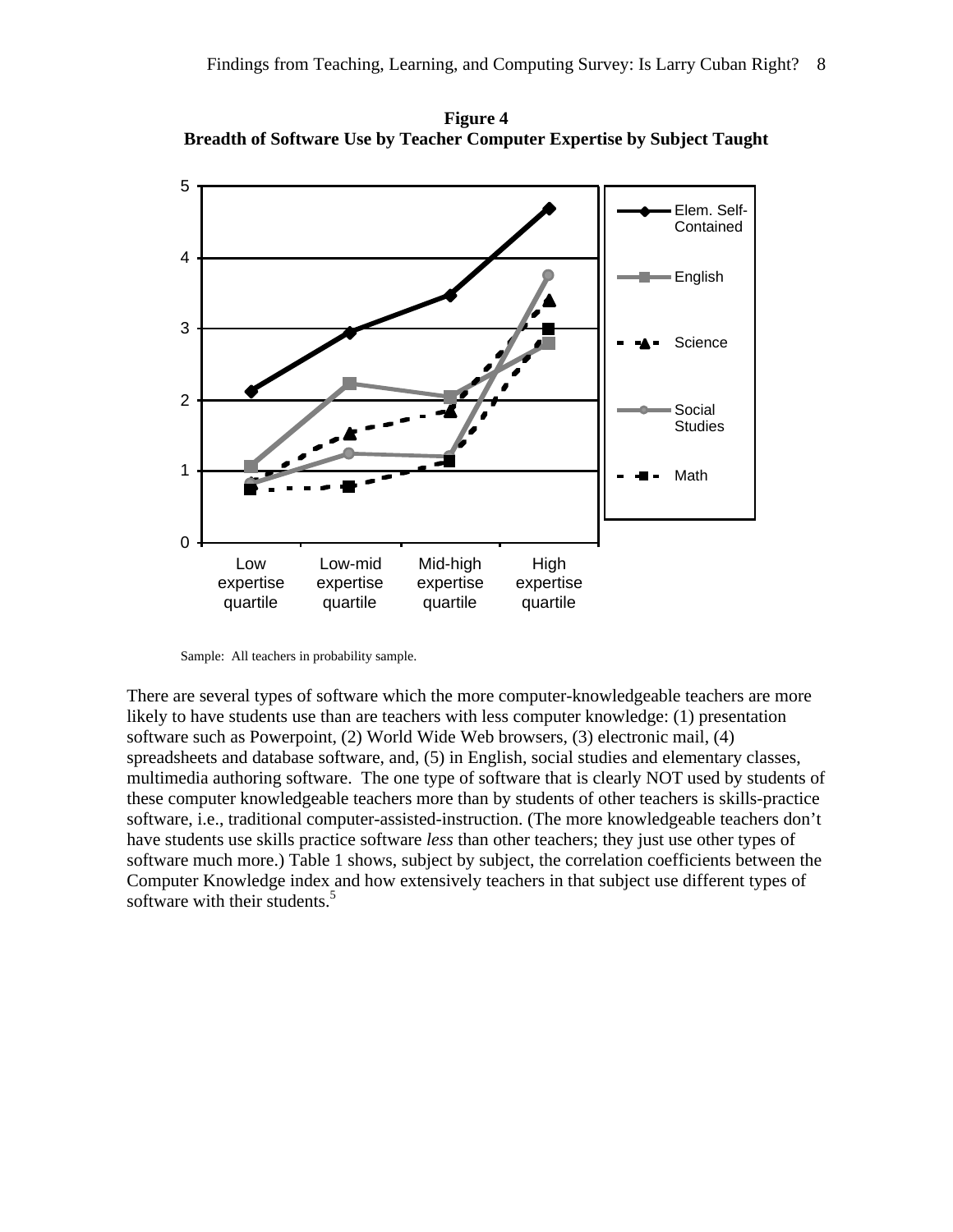**Figure 4**
**Breadth of Software Use by Teacher Computer Expertise by Subject Taught**

Sample: All teachers in probability sample.

There are several types of software which the more computer-knowledgeable teachers are more likely to have students use than are teachers with less computer knowledge: (1) presentation software such as Powerpoint, (2) World Wide Web browsers, (3) electronic mail, (4) spreadsheets and database software, and, (5) in English, social studies and elementary classes, multimedia authoring software. The one type of software that is clearly NOT used by students of these computer knowledgeable teachers more than by students of other teachers is skills-practice software, i.e., traditional computer-assisted-instruction. (The more knowledgeable teachers don't have students use skills practice software *less* than other teachers; they just use other types of software much more.) Table 1 shows, subject by subject, the correlation coefficients between the Computer Knowledge index and how extensively teachers in that subject use different types of software with their students.[5]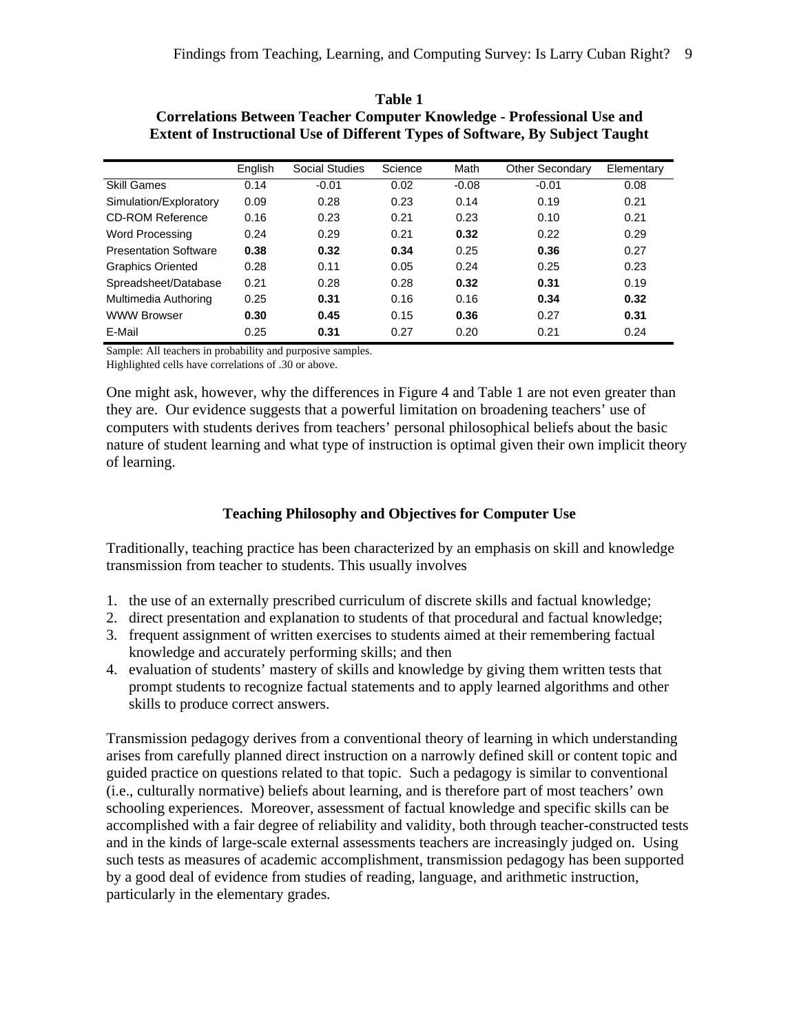**Table 1**
**Correlations Between Teacher Computer Knowledge - Professional Use and Extent of Instructional Use of Different Types of Software, By Subject Taught**

| | English | Social Studies | Science | Math | Other Secondary | Elementary |
|---|---|---|---|---|---|---|
| Skill Games | 0.14 | -0.01 | 0.02 | -0.08 | -0.01 | 0.08 |
| Simulation/Exploratory | 0.09 | 0.28 | 0.23 | 0.14 | 0.19 | 0.21 |
| CD-ROM Reference | 0.16 | 0.23 | 0.21 | 0.23 | 0.10 | 0.21 |
| Word Processing | 0.24 | 0.29 | 0.21 | **0.32** | 0.22 | 0.29 |
| Presentation Software | **0.38** | **0.32** | **0.34** | 0.25 | **0.36** | 0.27 |
| Graphics Oriented | 0.28 | 0.11 | 0.05 | 0.24 | 0.25 | 0.23 |
| Spreadsheet/Database | 0.21 | 0.28 | 0.28 | **0.32** | **0.31** | 0.19 |
| Multimedia Authoring | 0.25 | **0.31** | 0.16 | 0.16 | **0.34** | **0.32** |
| WWW Browser | **0.30** | **0.45** | 0.15 | **0.36** | 0.27 | **0.31** |
| E-Mail | 0.25 | **0.31** | 0.27 | 0.20 | 0.21 | 0.24 |

Sample: All teachers in probability and purposive samples.
Highlighted cells have correlations of .30 or above.

One might ask, however, why the differences in Figure 4 and Table 1 are not even greater than they are. Our evidence suggests that a powerful limitation on broadening teachers' use of computers with students derives from teachers' personal philosophical beliefs about the basic nature of student learning and what type of instruction is optimal given their own implicit theory of learning.

## Teaching Philosophy and Objectives for Computer Use

Traditionally, teaching practice has been characterized by an emphasis on skill and knowledge transmission from teacher to students. This usually involves

1. the use of an externally prescribed curriculum of discrete skills and factual knowledge;
2. direct presentation and explanation to students of that procedural and factual knowledge;
3. frequent assignment of written exercises to students aimed at their remembering factual knowledge and accurately performing skills; and then
4. evaluation of students' mastery of skills and knowledge by giving them written tests that prompt students to recognize factual statements and to apply learned algorithms and other skills to produce correct answers.

Transmission pedagogy derives from a conventional theory of learning in which understanding arises from carefully planned direct instruction on a narrowly defined skill or content topic and guided practice on questions related to that topic. Such a pedagogy is similar to conventional (i.e., culturally normative) beliefs about learning, and is therefore part of most teachers' own schooling experiences. Moreover, assessment of factual knowledge and specific skills can be accomplished with a fair degree of reliability and validity, both through teacher-constructed tests and in the kinds of large-scale external assessments teachers are increasingly judged on. Using such tests as measures of academic accomplishment, transmission pedagogy has been supported by a good deal of evidence from studies of reading, language, and arithmetic instruction, particularly in the elementary grades.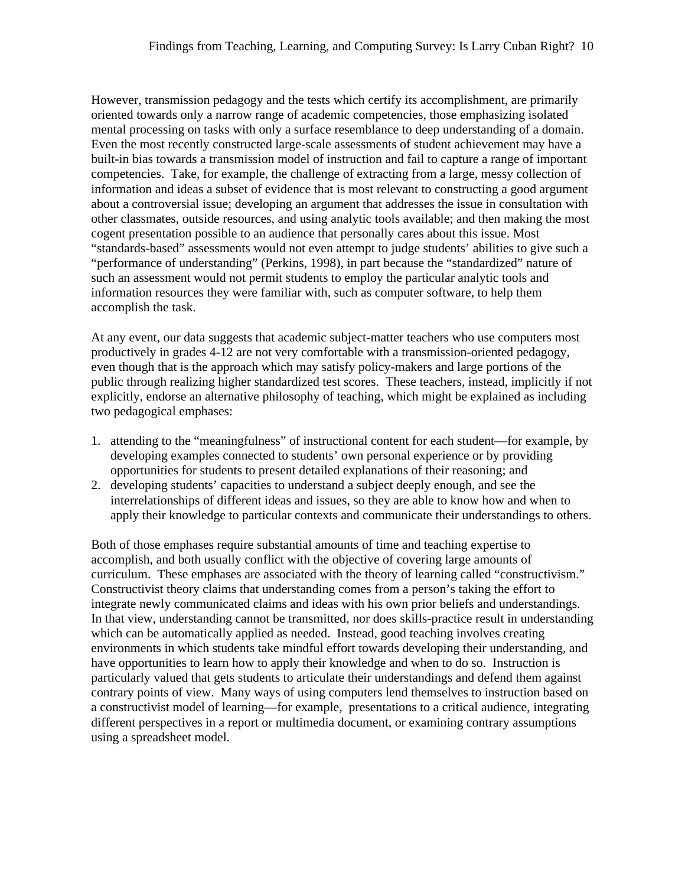However, transmission pedagogy and the tests which certify its accomplishment, are primarily oriented towards only a narrow range of academic competencies, those emphasizing isolated mental processing on tasks with only a surface resemblance to deep understanding of a domain. Even the most recently constructed large-scale assessments of student achievement may have a built-in bias towards a transmission model of instruction and fail to capture a range of important competencies. Take, for example, the challenge of extracting from a large, messy collection of information and ideas a subset of evidence that is most relevant to constructing a good argument about a controversial issue; developing an argument that addresses the issue in consultation with other classmates, outside resources, and using analytic tools available; and then making the most cogent presentation possible to an audience that personally cares about this issue. Most "standards-based" assessments would not even attempt to judge students' abilities to give such a "performance of understanding" (Perkins, 1998), in part because the "standardized" nature of such an assessment would not permit students to employ the particular analytic tools and information resources they were familiar with, such as computer software, to help them accomplish the task.

At any event, our data suggests that academic subject-matter teachers who use computers most productively in grades 4-12 are not very comfortable with a transmission-oriented pedagogy, even though that is the approach which may satisfy policy-makers and large portions of the public through realizing higher standardized test scores. These teachers, instead, implicitly if not explicitly, endorse an alternative philosophy of teaching, which might be explained as including two pedagogical emphases:

1. attending to the "meaningfulness" of instructional content for each student—for example, by developing examples connected to students' own personal experience or by providing opportunities for students to present detailed explanations of their reasoning; and
2. developing students' capacities to understand a subject deeply enough, and see the interrelationships of different ideas and issues, so they are able to know how and when to apply their knowledge to particular contexts and communicate their understandings to others.

Both of those emphases require substantial amounts of time and teaching expertise to accomplish, and both usually conflict with the objective of covering large amounts of curriculum. These emphases are associated with the theory of learning called "constructivism." Constructivist theory claims that understanding comes from a person's taking the effort to integrate newly communicated claims and ideas with his own prior beliefs and understandings. In that view, understanding cannot be transmitted, nor does skills-practice result in understanding which can be automatically applied as needed. Instead, good teaching involves creating environments in which students take mindful effort towards developing their understanding, and have opportunities to learn how to apply their knowledge and when to do so. Instruction is particularly valued that gets students to articulate their understandings and defend them against contrary points of view. Many ways of using computers lend themselves to instruction based on a constructivist model of learning—for example, presentations to a critical audience, integrating different perspectives in a report or multimedia document, or examining contrary assumptions using a spreadsheet model.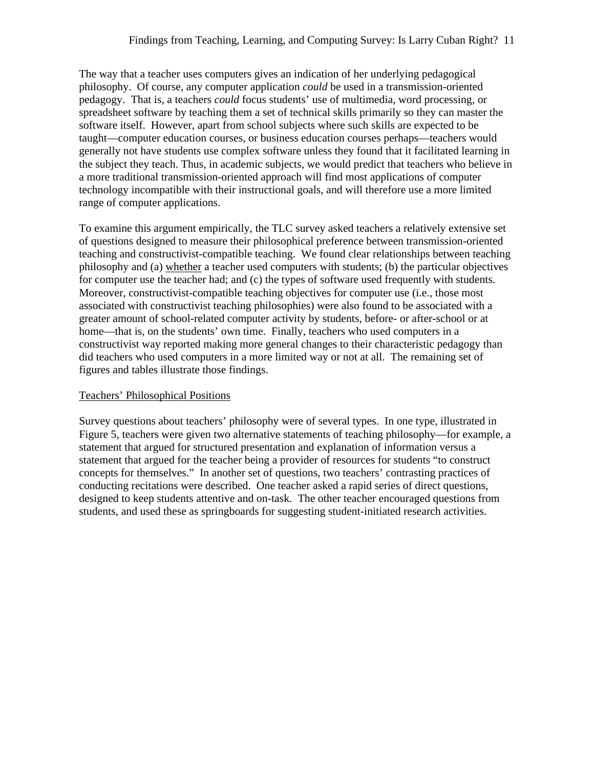The way that a teacher uses computers gives an indication of her underlying pedagogical philosophy. Of course, any computer application *could* be used in a transmission-oriented pedagogy. That is, a teachers *could* focus students' use of multimedia, word processing, or spreadsheet software by teaching them a set of technical skills primarily so they can master the software itself. However, apart from school subjects where such skills are expected to be taught—computer education courses, or business education courses perhaps—teachers would generally not have students use complex software unless they found that it facilitated learning in the subject they teach. Thus, in academic subjects, we would predict that teachers who believe in a more traditional transmission-oriented approach will find most applications of computer technology incompatible with their instructional goals, and will therefore use a more limited range of computer applications.

To examine this argument empirically, the TLC survey asked teachers a relatively extensive set of questions designed to measure their philosophical preference between transmission-oriented teaching and constructivist-compatible teaching. We found clear relationships between teaching philosophy and (a) whether a teacher used computers with students; (b) the particular objectives for computer use the teacher had; and (c) the types of software used frequently with students. Moreover, constructivist-compatible teaching objectives for computer use (i.e., those most associated with constructivist teaching philosophies) were also found to be associated with a greater amount of school-related computer activity by students, before- or after-school or at home—that is, on the students' own time. Finally, teachers who used computers in a constructivist way reported making more general changes to their characteristic pedagogy than did teachers who used computers in a more limited way or not at all. The remaining set of figures and tables illustrate those findings.

## Teachers' Philosophical Positions

Survey questions about teachers' philosophy were of several types. In one type, illustrated in Figure 5, teachers were given two alternative statements of teaching philosophy—for example, a statement that argued for structured presentation and explanation of information versus a statement that argued for the teacher being a provider of resources for students "to construct concepts for themselves." In another set of questions, two teachers' contrasting practices of conducting recitations were described. One teacher asked a rapid series of direct questions, designed to keep students attentive and on-task. The other teacher encouraged questions from students, and used these as springboards for suggesting student-initiated research activities.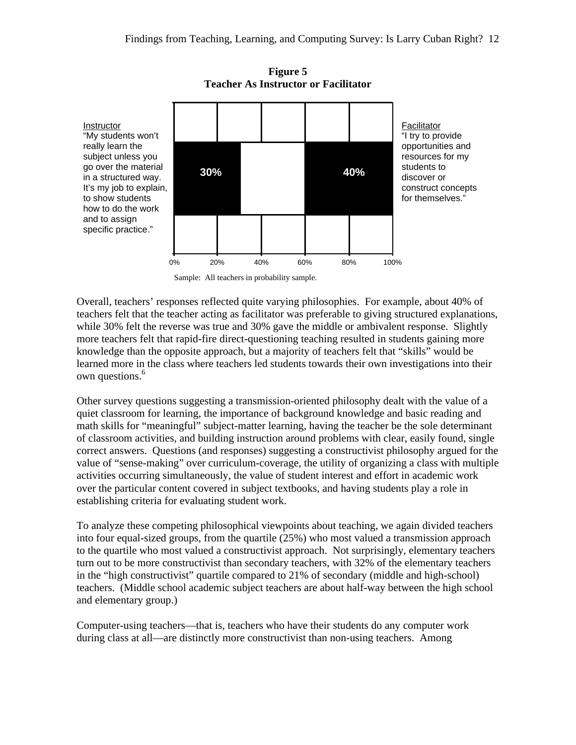**Figure 5**
**Teacher As Instructor or Facilitator**

Instructor
"My students won't really learn the subject unless you go over the material in a structured way. It's my job to explain, to show students how to do the work and to assign specific practice."

30% | 40%

Facilitator
"I try to provide opportunities and resources for my students to discover or construct concepts for themselves."

0% 20% 40% 60% 80% 100%

Sample: All teachers in probability sample.

Overall, teachers' responses reflected quite varying philosophies. For example, about 40% of teachers felt that the teacher acting as facilitator was preferable to giving structured explanations, while 30% felt the reverse was true and 30% gave the middle or ambivalent response. Slightly more teachers felt that rapid-fire direct-questioning teaching resulted in students gaining more knowledge than the opposite approach, but a majority of teachers felt that "skills" would be learned more in the class where teachers led students towards their own investigations into their own questions.[6]

Other survey questions suggesting a transmission-oriented philosophy dealt with the value of a quiet classroom for learning, the importance of background knowledge and basic reading and math skills for "meaningful" subject-matter learning, having the teacher be the sole determinant of classroom activities, and building instruction around problems with clear, easily found, single correct answers. Questions (and responses) suggesting a constructivist philosophy argued for the value of "sense-making" over curriculum-coverage, the utility of organizing a class with multiple activities occurring simultaneously, the value of student interest and effort in academic work over the particular content covered in subject textbooks, and having students play a role in establishing criteria for evaluating student work.

To analyze these competing philosophical viewpoints about teaching, we again divided teachers into four equal-sized groups, from the quartile (25%) who most valued a transmission approach to the quartile who most valued a constructivist approach. Not surprisingly, elementary teachers turn out to be more constructivist than secondary teachers, with 32% of the elementary teachers in the "high constructivist" quartile compared to 21% of secondary (middle and high-school) teachers. (Middle school academic subject teachers are about half-way between the high school and elementary group.)

Computer-using teachers—that is, teachers who have their students do any computer work during class at all—are distinctly more constructivist than non-using teachers. Among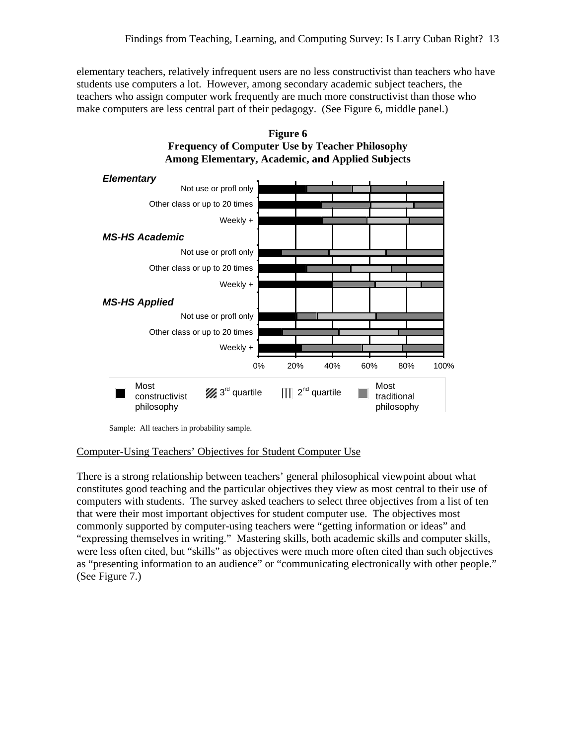elementary teachers, relatively infrequent users are no less constructivist than teachers who have students use computers a lot. However, among secondary academic subject teachers, the teachers who assign computer work frequently are much more constructivist than those who make computers are less central part of their pedagogy. (See Figure 6, middle panel.)

**Figure 6**
**Frequency of Computer Use by Teacher Philosophy**
**Among Elementary, Academic, and Applied Subjects**

*Elementary*
Not use or profl only
Other class or up to 20 times
Weekly +

*MS-HS Academic*
Not use or profl only
Other class or up to 20 times
Weekly +

*MS-HS Applied*
Not use or profl only
Other class or up to 20 times
Weekly +

0% 20% 40% 60% 80% 100%

Most constructivist philosophy | 3rd quartile | 2nd quartile | Most traditional philosophy

Sample: All teachers in probability sample.

## Computer-Using Teachers' Objectives for Student Computer Use

There is a strong relationship between teachers' general philosophical viewpoint about what constitutes good teaching and the particular objectives they view as most central to their use of computers with students. The survey asked teachers to select three objectives from a list of ten that were their most important objectives for student computer use. The objectives most commonly supported by computer-using teachers were "getting information or ideas" and "expressing themselves in writing." Mastering skills, both academic skills and computer skills, were less often cited, but "skills" as objectives were much more often cited than such objectives as "presenting information to an audience" or "communicating electronically with other people." (See Figure 7.)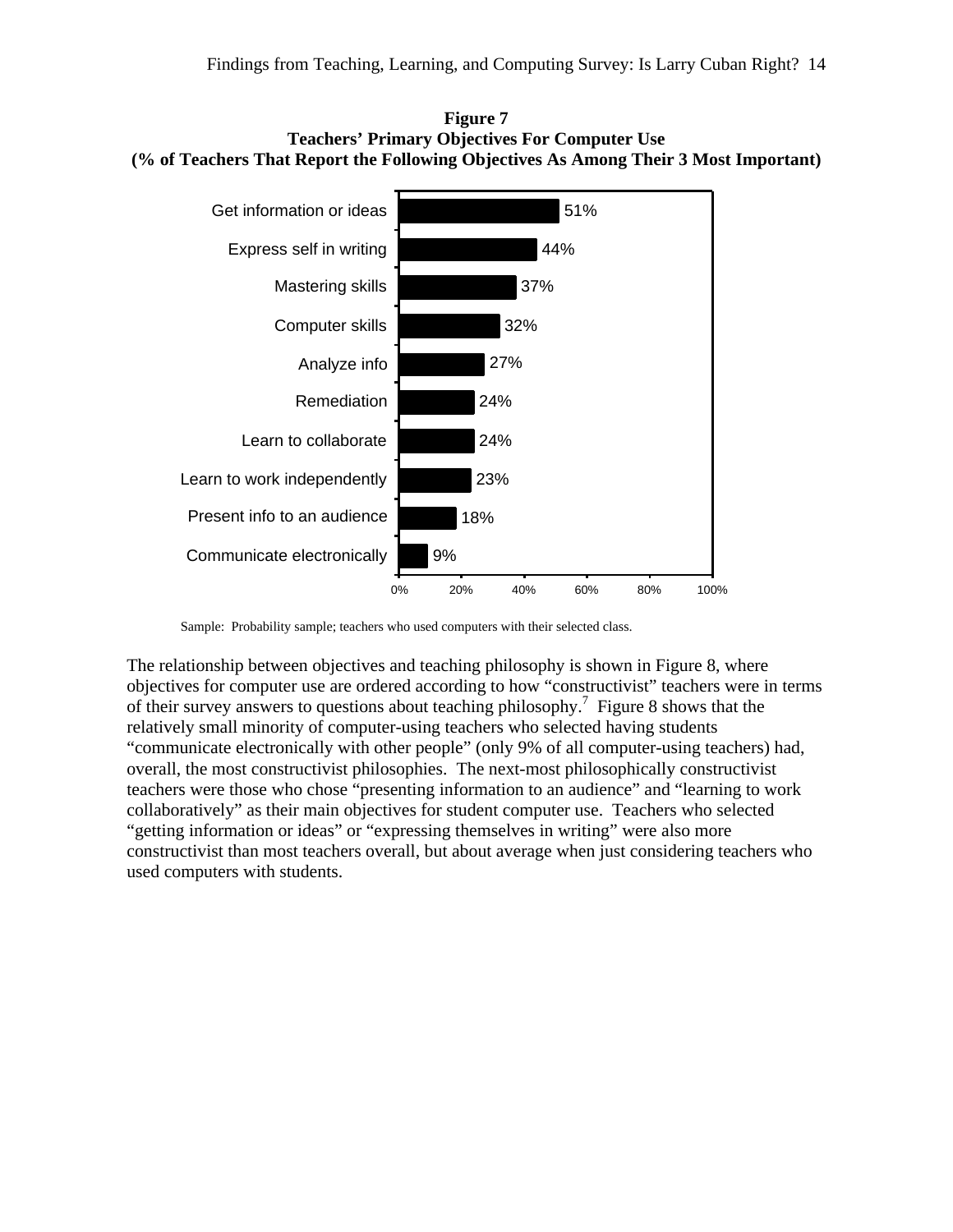**Figure 7**
**Teachers' Primary Objectives For Computer Use**
**(% of Teachers That Report the Following Objectives As Among Their 3 Most Important)**

| Objective | % |
|---|---|
| Get information or ideas | 51% |
| Express self in writing | 44% |
| Mastering skills | 37% |
| Computer skills | 32% |
| Analyze info | 27% |
| Remediation | 24% |
| Learn to collaborate | 24% |
| Learn to work independently | 23% |
| Present info to an audience | 18% |
| Communicate electronically | 9% |

Sample: Probability sample; teachers who used computers with their selected class.

The relationship between objectives and teaching philosophy is shown in Figure 8, where objectives for computer use are ordered according to how "constructivist" teachers were in terms of their survey answers to questions about teaching philosophy.[7] Figure 8 shows that the relatively small minority of computer-using teachers who selected having students "communicate electronically with other people" (only 9% of all computer-using teachers) had, overall, the most constructivist philosophies. The next-most philosophically constructivist teachers were those who chose "presenting information to an audience" and "learning to work collaboratively" as their main objectives for student computer use. Teachers who selected "getting information or ideas" or "expressing themselves in writing" were also more constructivist than most teachers overall, but about average when just considering teachers who used computers with students.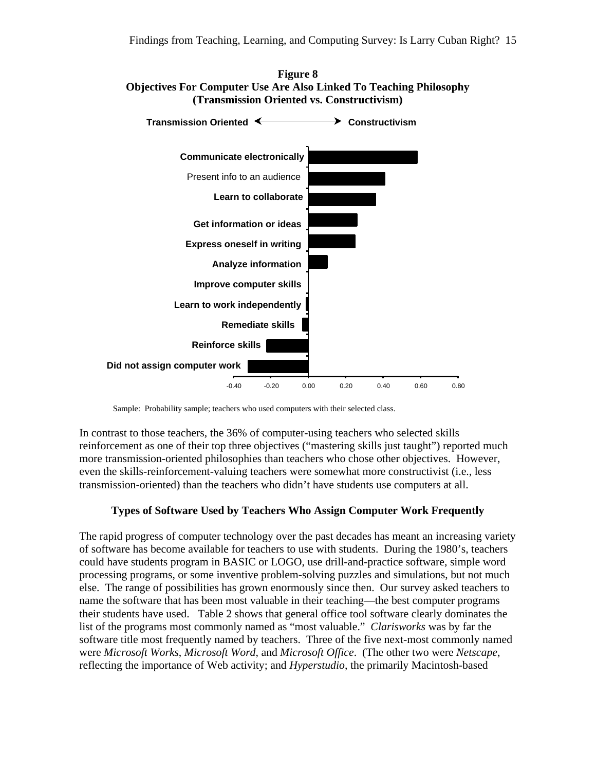**Figure 8**
**Objectives For Computer Use Are Also Linked To Teaching Philosophy (Transmission Oriented vs. Constructivism)**

Transmission Oriented ⟵⟶ Constructivism

| Objective | Value (approx.) |
|---|---|
| Communicate electronically | 0.58 |
| Present info to an audience | 0.41 |
| Learn to collaborate | 0.36 |
| Get information or ideas | 0.26 |
| Express oneself in writing | 0.25 |
| Analyze information | 0.10 |
| Improve computer skills | 0.00 |
| Learn to work independently | -0.01 |
| Remediate skills | -0.03 |
| Reinforce skills | -0.22 |
| Did not assign computer work | -0.32 |

Sample: Probability sample; teachers who used computers with their selected class.

In contrast to those teachers, the 36% of computer-using teachers who selected skills reinforcement as one of their top three objectives ("mastering skills just taught") reported much more transmission-oriented philosophies than teachers who chose other objectives. However, even the skills-reinforcement-valuing teachers were somewhat more constructivist (i.e., less transmission-oriented) than the teachers who didn't have students use computers at all.

### Types of Software Used by Teachers Who Assign Computer Work Frequently

The rapid progress of computer technology over the past decades has meant an increasing variety of software has become available for teachers to use with students. During the 1980's, teachers could have students program in BASIC or LOGO, use drill-and-practice software, simple word processing programs, or some inventive problem-solving puzzles and simulations, but not much else. The range of possibilities has grown enormously since then. Our survey asked teachers to name the software that has been most valuable in their teaching—the best computer programs their students have used. Table 2 shows that general office tool software clearly dominates the list of the programs most commonly named as "most valuable." *Clarisworks* was by far the software title most frequently named by teachers. Three of the five next-most commonly named were *Microsoft Works*, *Microsoft Word*, and *Microsoft Office*. (The other two were *Netscape*, reflecting the importance of Web activity; and *Hyperstudio*, the primarily Macintosh-based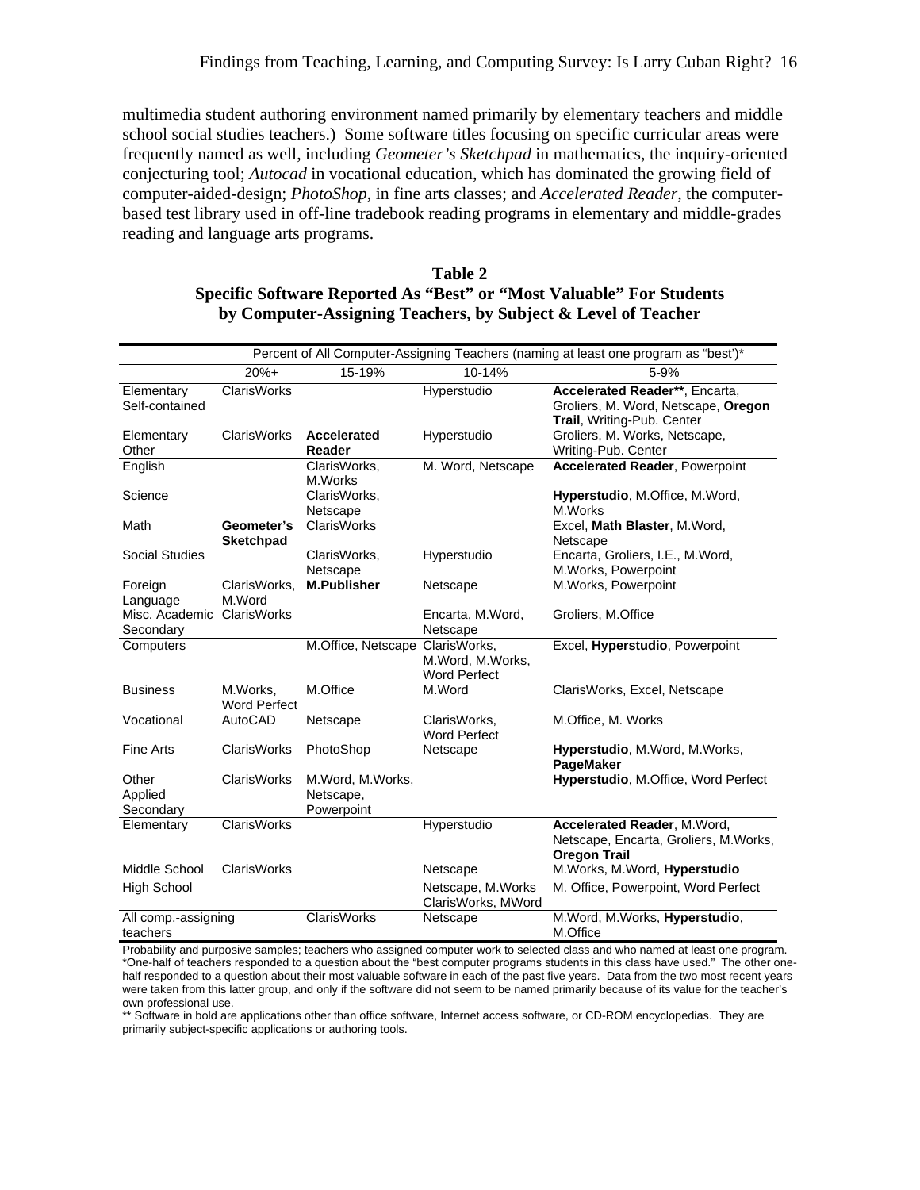multimedia student authoring environment named primarily by elementary teachers and middle school social studies teachers.) Some software titles focusing on specific curricular areas were frequently named as well, including *Geometer's Sketchpad* in mathematics, the inquiry-oriented conjecturing tool; *Autocad* in vocational education, which has dominated the growing field of computer-aided-design; *PhotoShop*, in fine arts classes; and *Accelerated Reader*, the computer-based test library used in off-line tradebook reading programs in elementary and middle-grades reading and language arts programs.

**Table 2**
**Specific Software Reported As "Best" or "Most Valuable" For Students by Computer-Assigning Teachers, by Subject & Level of Teacher**

| | Percent of All Computer-Assigning Teachers (naming at least one program as "best')* | | | |
|---|---|---|---|---|
| | 20%+ | 15-19% | 10-14% | 5-9% |
| Elementary Self-contained | ClarisWorks | | Hyperstudio | **Accelerated Reader****, Encarta, Groliers, M. Word, Netscape, **Oregon Trail**, Writing-Pub. Center |
| Elementary Other | ClarisWorks | **Accelerated Reader** | Hyperstudio | Groliers, M. Works, Netscape, Writing-Pub. Center |
| English | | ClarisWorks, M.Works | M. Word, Netscape | **Accelerated Reader**, Powerpoint |
| Science | | ClarisWorks, Netscape | | **Hyperstudio**, M.Office, M.Word, M.Works |
| Math | **Geometer's Sketchpad** | ClarisWorks | | Excel, **Math Blaster**, M.Word, Netscape |
| Social Studies | | ClarisWorks, Netscape | Hyperstudio | Encarta, Groliers, I.E., M.Word, M.Works, Powerpoint |
| Foreign Language | ClarisWorks, M.Word | **M.Publisher** | Netscape | M.Works, Powerpoint |
| Misc. Academic Secondary | ClarisWorks | | Encarta, M.Word, Netscape | Groliers, M.Office |
| Computers | | M.Office, Netscape | ClarisWorks, M.Word, M.Works, Word Perfect | Excel, **Hyperstudio**, Powerpoint |
| Business | M.Works, Word Perfect | M.Office | M.Word | ClarisWorks, Excel, Netscape |
| Vocational | AutoCAD | Netscape | ClarisWorks, Word Perfect | M.Office, M. Works |
| Fine Arts | ClarisWorks | PhotoShop | Netscape | **Hyperstudio**, M.Word, M.Works, **PageMaker** |
| Other Applied Secondary | ClarisWorks | M.Word, M.Works, Netscape, Powerpoint | | **Hyperstudio**, M.Office, Word Perfect |
| Elementary | ClarisWorks | | Hyperstudio | **Accelerated Reader**, M.Word, Netscape, Encarta, Groliers, M.Works, **Oregon Trail** |
| Middle School | ClarisWorks | | Netscape | M.Works, M.Word, **Hyperstudio** |
| High School | | | Netscape, M.Works ClarisWorks, MWord | M. Office, Powerpoint, Word Perfect |
| All comp.-assigning teachers | | ClarisWorks | Netscape | M.Word, M.Works, **Hyperstudio**, M.Office |

Probability and purposive samples; teachers who assigned computer work to selected class and who named at least one program.
*One-half of teachers responded to a question about the "best computer programs students in this class have used." The other one-half responded to a question about their most valuable software in each of the past five years. Data from the two most recent years were taken from this latter group, and only if the software did not seem to be named primarily because of its value for the teacher's own professional use.
** Software in bold are applications other than office software, Internet access software, or CD-ROM encyclopedias. They are primarily subject-specific applications or authoring tools.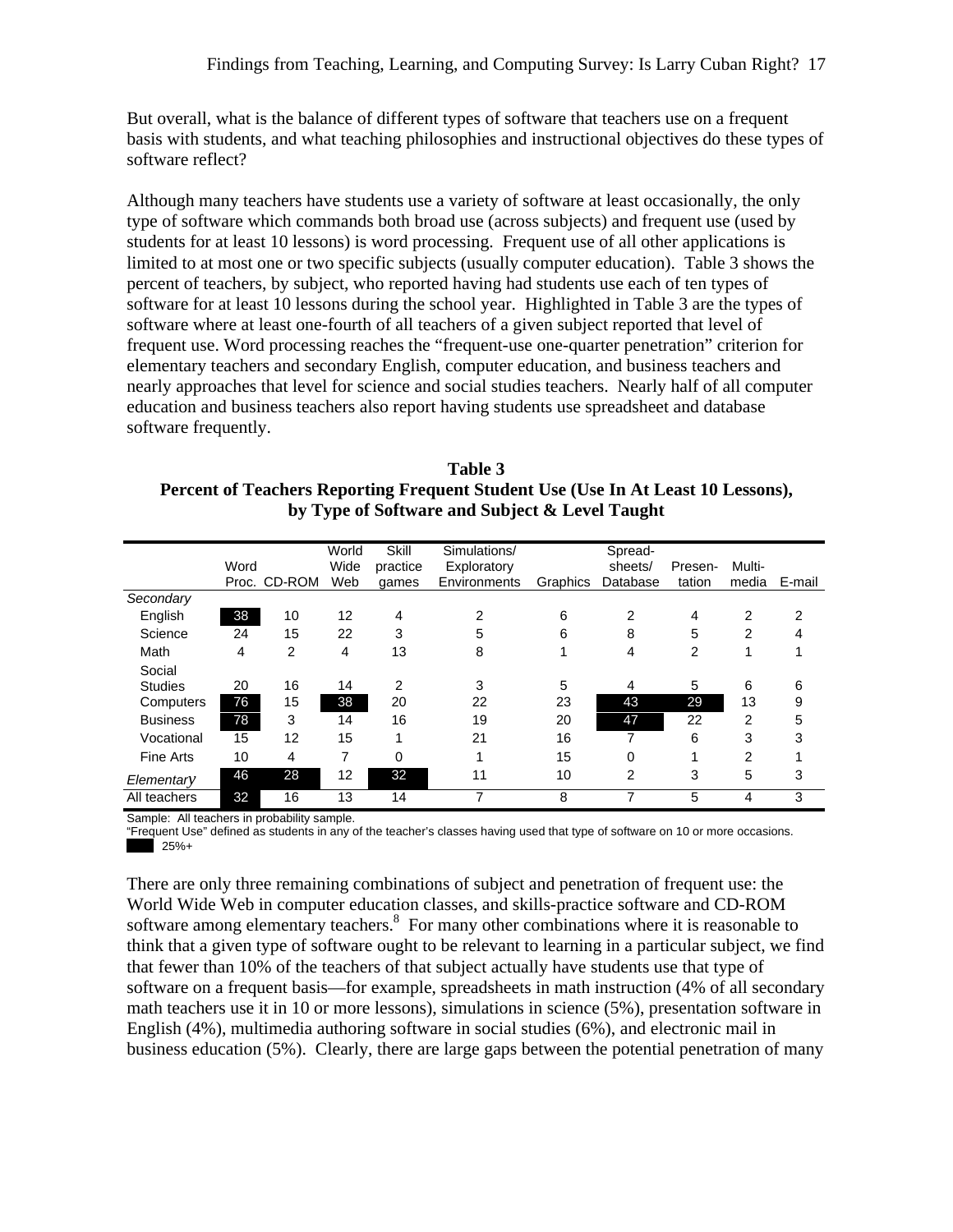But overall, what is the balance of different types of software that teachers use on a frequent basis with students, and what teaching philosophies and instructional objectives do these types of software reflect?

Although many teachers have students use a variety of software at least occasionally, the only type of software which commands both broad use (across subjects) and frequent use (used by students for at least 10 lessons) is word processing. Frequent use of all other applications is limited to at most one or two specific subjects (usually computer education). Table 3 shows the percent of teachers, by subject, who reported having had students use each of ten types of software for at least 10 lessons during the school year. Highlighted in Table 3 are the types of software where at least one-fourth of all teachers of a given subject reported that level of frequent use. Word processing reaches the "frequent-use one-quarter penetration" criterion for elementary teachers and secondary English, computer education, and business teachers and nearly approaches that level for science and social studies teachers. Nearly half of all computer education and business teachers also report having students use spreadsheet and database software frequently.

**Table 3**
**Percent of Teachers Reporting Frequent Student Use (Use In At Least 10 Lessons), by Type of Software and Subject & Level Taught**

| | Word Proc. | CD-ROM | World Wide Web | Skill practice games | Simulations/ Exploratory Environments | Graphics | Spread-sheets/ Database | Presen-tation | Multi-media | E-mail |
|---|---|---|---|---|---|---|---|---|---|---|
| *Secondary* | | | | | | | | | | |
| English | **38** | 10 | 12 | 4 | 2 | 6 | 2 | 4 | 2 | 2 |
| Science | 24 | 15 | 22 | 3 | 5 | 6 | 8 | 5 | 2 | 4 |
| Math | 4 | 2 | 4 | 13 | 8 | 1 | 4 | 2 | 1 | 1 |
| Social Studies | 20 | 16 | 14 | 2 | 3 | 5 | 4 | 5 | 6 | 6 |
| Computers | **76** | 15 | **38** | 20 | 22 | 23 | **43** | **29** | 13 | 9 |
| Business | **78** | 3 | 14 | 16 | 19 | 20 | **47** | 22 | 2 | 5 |
| Vocational | 15 | 12 | 15 | 1 | 21 | 16 | 7 | 6 | 3 | 3 |
| Fine Arts | 10 | 4 | 7 | 0 | 1 | 15 | 0 | 1 | 2 | 1 |
| *Elementary* | **46** | **28** | 12 | **32** | 11 | 10 | 2 | 3 | 5 | 3 |
| All teachers | **32** | 16 | 13 | 14 | 7 | 8 | 7 | 5 | 4 | 3 |

Sample: All teachers in probability sample.
"Frequent Use" defined as students in any of the teacher's classes having used that type of software on 10 or more occasions.
■ 25%+

There are only three remaining combinations of subject and penetration of frequent use: the World Wide Web in computer education classes, and skills-practice software and CD-ROM software among elementary teachers.[8] For many other combinations where it is reasonable to think that a given type of software ought to be relevant to learning in a particular subject, we find that fewer than 10% of the teachers of that subject actually have students use that type of software on a frequent basis—for example, spreadsheets in math instruction (4% of all secondary math teachers use it in 10 or more lessons), simulations in science (5%), presentation software in English (4%), multimedia authoring software in social studies (6%), and electronic mail in business education (5%). Clearly, there are large gaps between the potential penetration of many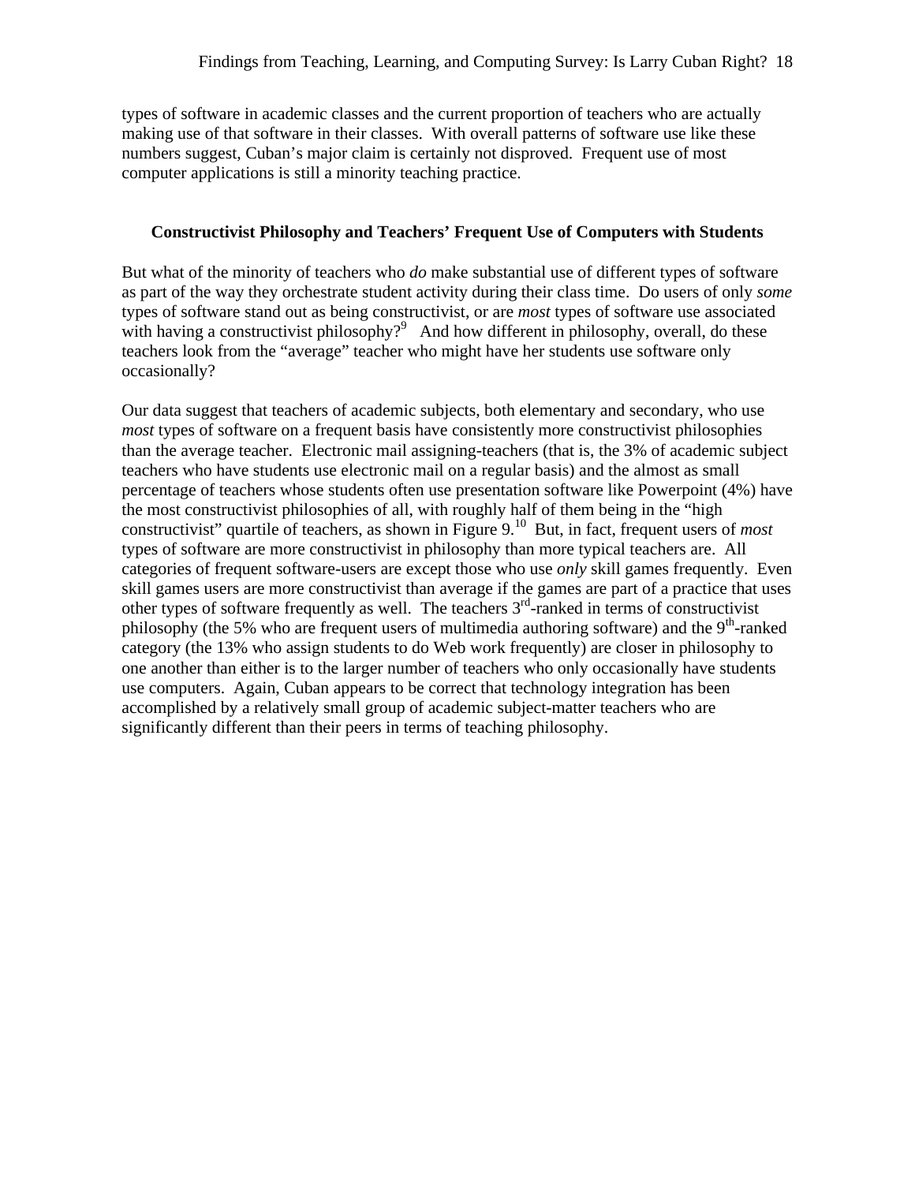types of software in academic classes and the current proportion of teachers who are actually making use of that software in their classes. With overall patterns of software use like these numbers suggest, Cuban's major claim is certainly not disproved. Frequent use of most computer applications is still a minority teaching practice.

### Constructivist Philosophy and Teachers' Frequent Use of Computers with Students

But what of the minority of teachers who *do* make substantial use of different types of software as part of the way they orchestrate student activity during their class time. Do users of only *some* types of software stand out as being constructivist, or are *most* types of software use associated with having a constructivist philosophy?[9] And how different in philosophy, overall, do these teachers look from the "average" teacher who might have her students use software only occasionally?

Our data suggest that teachers of academic subjects, both elementary and secondary, who use *most* types of software on a frequent basis have consistently more constructivist philosophies than the average teacher. Electronic mail assigning-teachers (that is, the 3% of academic subject teachers who have students use electronic mail on a regular basis) and the almost as small percentage of teachers whose students often use presentation software like Powerpoint (4%) have the most constructivist philosophies of all, with roughly half of them being in the "high constructivist" quartile of teachers, as shown in Figure 9.[10] But, in fact, frequent users of *most* types of software are more constructivist in philosophy than more typical teachers are. All categories of frequent software-users are except those who use *only* skill games frequently. Even skill games users are more constructivist than average if the games are part of a practice that uses other types of software frequently as well. The teachers 3rd-ranked in terms of constructivist philosophy (the 5% who are frequent users of multimedia authoring software) and the 9th-ranked category (the 13% who assign students to do Web work frequently) are closer in philosophy to one another than either is to the larger number of teachers who only occasionally have students use computers. Again, Cuban appears to be correct that technology integration has been accomplished by a relatively small group of academic subject-matter teachers who are significantly different than their peers in terms of teaching philosophy.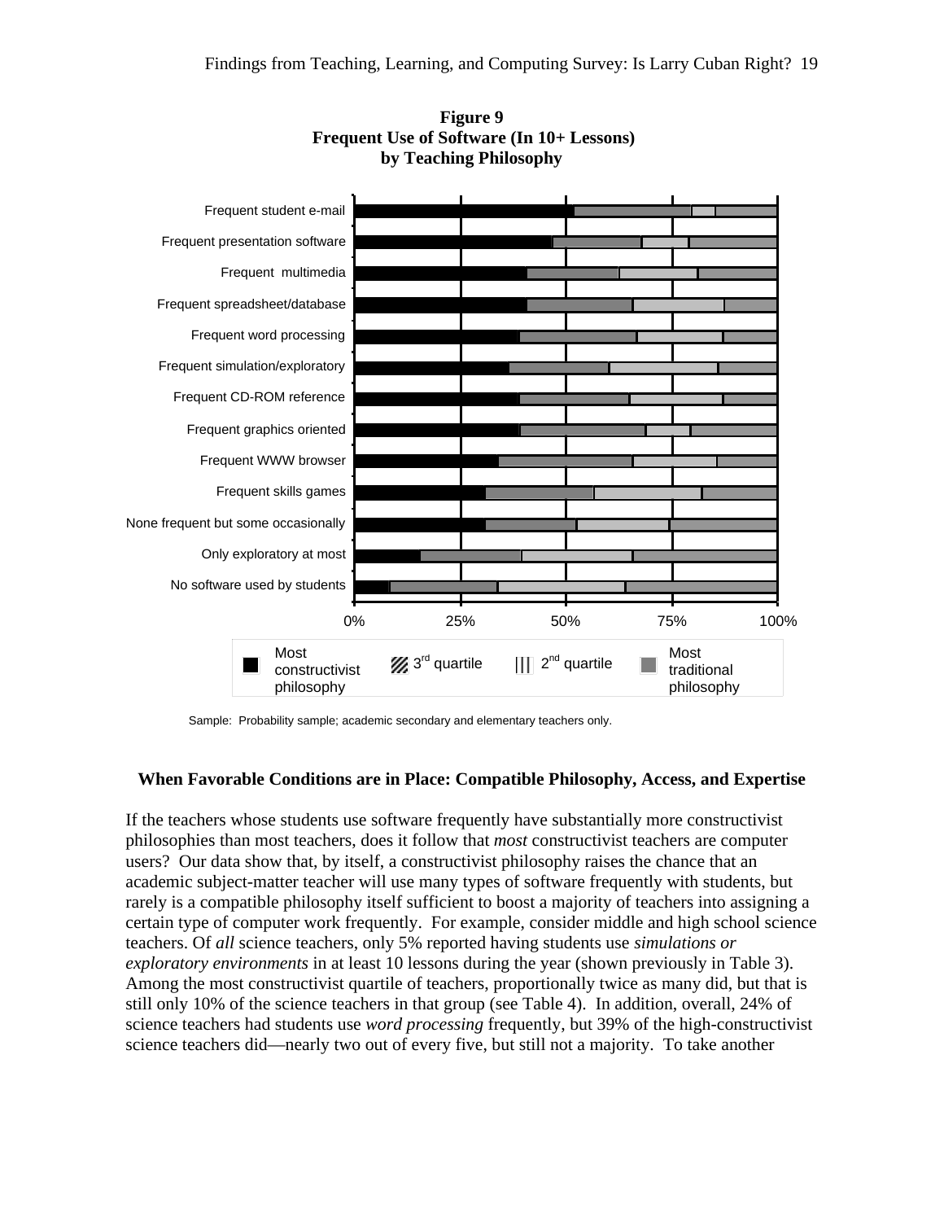**Figure 9**
**Frequent Use of Software (In 10+ Lessons)**
**by Teaching Philosophy**

Sample: Probability sample; academic secondary and elementary teachers only.

### When Favorable Conditions are in Place: Compatible Philosophy, Access, and Expertise

If the teachers whose students use software frequently have substantially more constructivist philosophies than most teachers, does it follow that *most* constructivist teachers are computer users? Our data show that, by itself, a constructivist philosophy raises the chance that an academic subject-matter teacher will use many types of software frequently with students, but rarely is a compatible philosophy itself sufficient to boost a majority of teachers into assigning a certain type of computer work frequently. For example, consider middle and high school science teachers. Of *all* science teachers, only 5% reported having students use *simulations or exploratory environments* in at least 10 lessons during the year (shown previously in Table 3). Among the most constructivist quartile of teachers, proportionally twice as many did, but that is still only 10% of the science teachers in that group (see Table 4). In addition, overall, 24% of science teachers had students use *word processing* frequently, but 39% of the high-constructivist science teachers did—nearly two out of every five, but still not a majority. To take another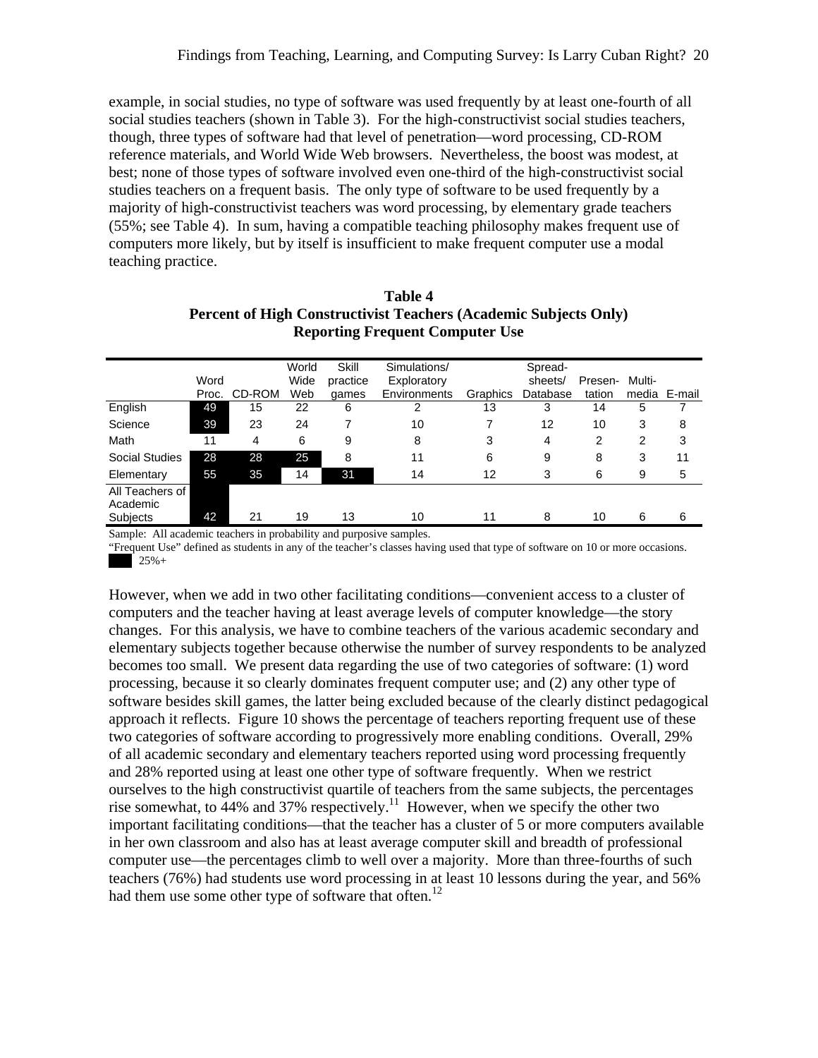example, in social studies, no type of software was used frequently by at least one-fourth of all social studies teachers (shown in Table 3). For the high-constructivist social studies teachers, though, three types of software had that level of penetration—word processing, CD-ROM reference materials, and World Wide Web browsers. Nevertheless, the boost was modest, at best; none of those types of software involved even one-third of the high-constructivist social studies teachers on a frequent basis. The only type of software to be used frequently by a majority of high-constructivist teachers was word processing, by elementary grade teachers (55%; see Table 4). In sum, having a compatible teaching philosophy makes frequent use of computers more likely, but by itself is insufficient to make frequent computer use a modal teaching practice.

**Table 4**
**Percent of High Constructivist Teachers (Academic Subjects Only) Reporting Frequent Computer Use**

| | Word Proc. | CD-ROM | World Wide Web | Skill practice games | Simulations/ Exploratory Environments | Graphics | Spread-sheets/ Database | Presen-tation | Multi-media | E-mail |
|---|---|---|---|---|---|---|---|---|---|---|
| English | 49 | 15 | 22 | 6 | 2 | 13 | 3 | 14 | 5 | 7 |
| Science | 39 | 23 | 24 | 7 | 10 | 7 | 12 | 10 | 3 | 8 |
| Math | 11 | 4 | 6 | 9 | 8 | 3 | 4 | 2 | 2 | 3 |
| Social Studies | 28 | 28 | 25 | 8 | 11 | 6 | 9 | 8 | 3 | 11 |
| Elementary | 55 | 35 | 14 | 31 | 14 | 12 | 3 | 6 | 9 | 5 |
| All Teachers of Academic Subjects | 42 | 21 | 19 | 13 | 10 | 11 | 8 | 10 | 6 | 6 |

Sample: All academic teachers in probability and purposive samples.
"Frequent Use" defined as students in any of the teacher's classes having used that type of software on 10 or more occasions.
■ 25%+

However, when we add in two other facilitating conditions—convenient access to a cluster of computers and the teacher having at least average levels of computer knowledge—the story changes. For this analysis, we have to combine teachers of the various academic secondary and elementary subjects together because otherwise the number of survey respondents to be analyzed becomes too small. We present data regarding the use of two categories of software: (1) word processing, because it so clearly dominates frequent computer use; and (2) any other type of software besides skill games, the latter being excluded because of the clearly distinct pedagogical approach it reflects. Figure 10 shows the percentage of teachers reporting frequent use of these two categories of software according to progressively more enabling conditions. Overall, 29% of all academic secondary and elementary teachers reported using word processing frequently and 28% reported using at least one other type of software frequently. When we restrict ourselves to the high constructivist quartile of teachers from the same subjects, the percentages rise somewhat, to 44% and 37% respectively.[11] However, when we specify the other two important facilitating conditions—that the teacher has a cluster of 5 or more computers available in her own classroom and also has at least average computer skill and breadth of professional computer use—the percentages climb to well over a majority. More than three-fourths of such teachers (76%) had students use word processing in at least 10 lessons during the year, and 56% had them use some other type of software that often.[12]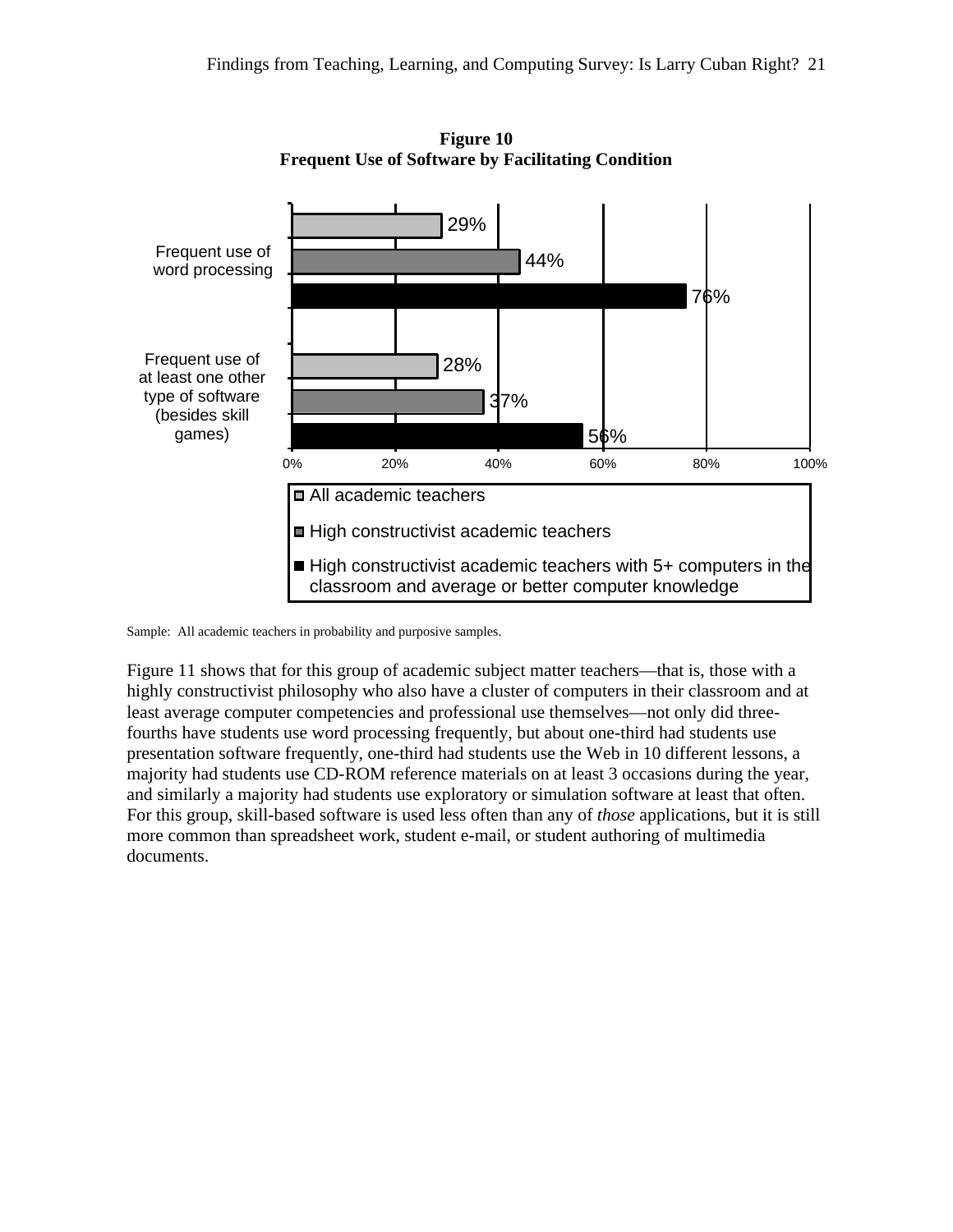**Figure 10**
**Frequent Use of Software by Facilitating Condition**

| | All academic teachers | High constructivist academic teachers | High constructivist academic teachers with 5+ computers in the classroom and average or better computer knowledge |
|---|---|---|---|
| Frequent use of word processing | 29% | 44% | 76% |
| Frequent use of at least one other type of software (besides skill games) | 28% | 37% | 56% |

Sample: All academic teachers in probability and purposive samples.

Figure 11 shows that for this group of academic subject matter teachers—that is, those with a highly constructivist philosophy who also have a cluster of computers in their classroom and at least average computer competencies and professional use themselves—not only did three-fourths have students use word processing frequently, but about one-third had students use presentation software frequently, one-third had students use the Web in 10 different lessons, a majority had students use CD-ROM reference materials on at least 3 occasions during the year, and similarly a majority had students use exploratory or simulation software at least that often. For this group, skill-based software is used less often than any of *those* applications, but it is still more common than spreadsheet work, student e-mail, or student authoring of multimedia documents.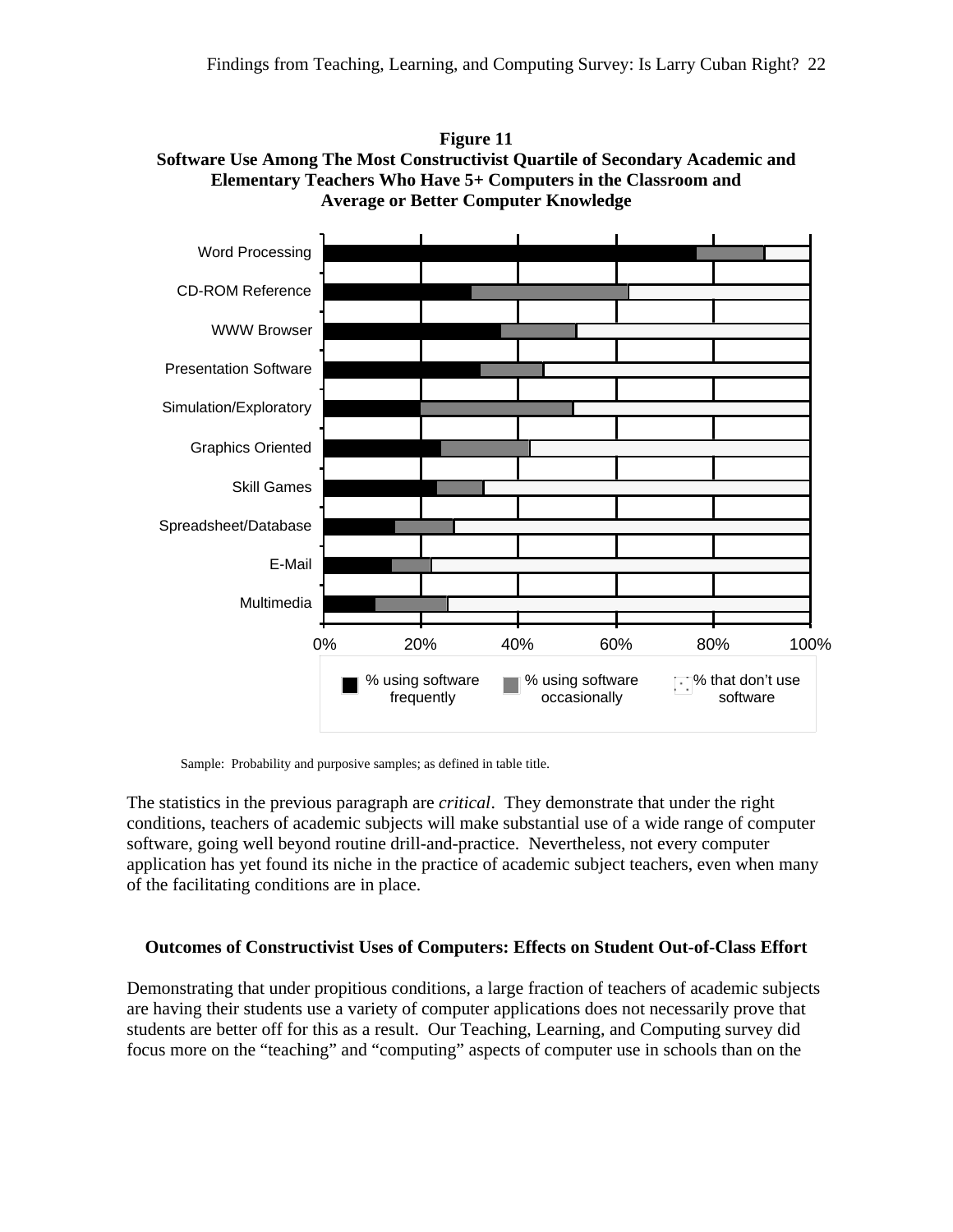**Figure 11**
**Software Use Among The Most Constructivist Quartile of Secondary Academic and Elementary Teachers Who Have 5+ Computers in the Classroom and Average or Better Computer Knowledge**

Sample: Probability and purposive samples; as defined in table title.

The statistics in the previous paragraph are *critical*. They demonstrate that under the right conditions, teachers of academic subjects will make substantial use of a wide range of computer software, going well beyond routine drill-and-practice. Nevertheless, not every computer application has yet found its niche in the practice of academic subject teachers, even when many of the facilitating conditions are in place.

### Outcomes of Constructivist Uses of Computers: Effects on Student Out-of-Class Effort

Demonstrating that under propitious conditions, a large fraction of teachers of academic subjects are having their students use a variety of computer applications does not necessarily prove that students are better off for this as a result. Our Teaching, Learning, and Computing survey did focus more on the "teaching" and "computing" aspects of computer use in schools than on the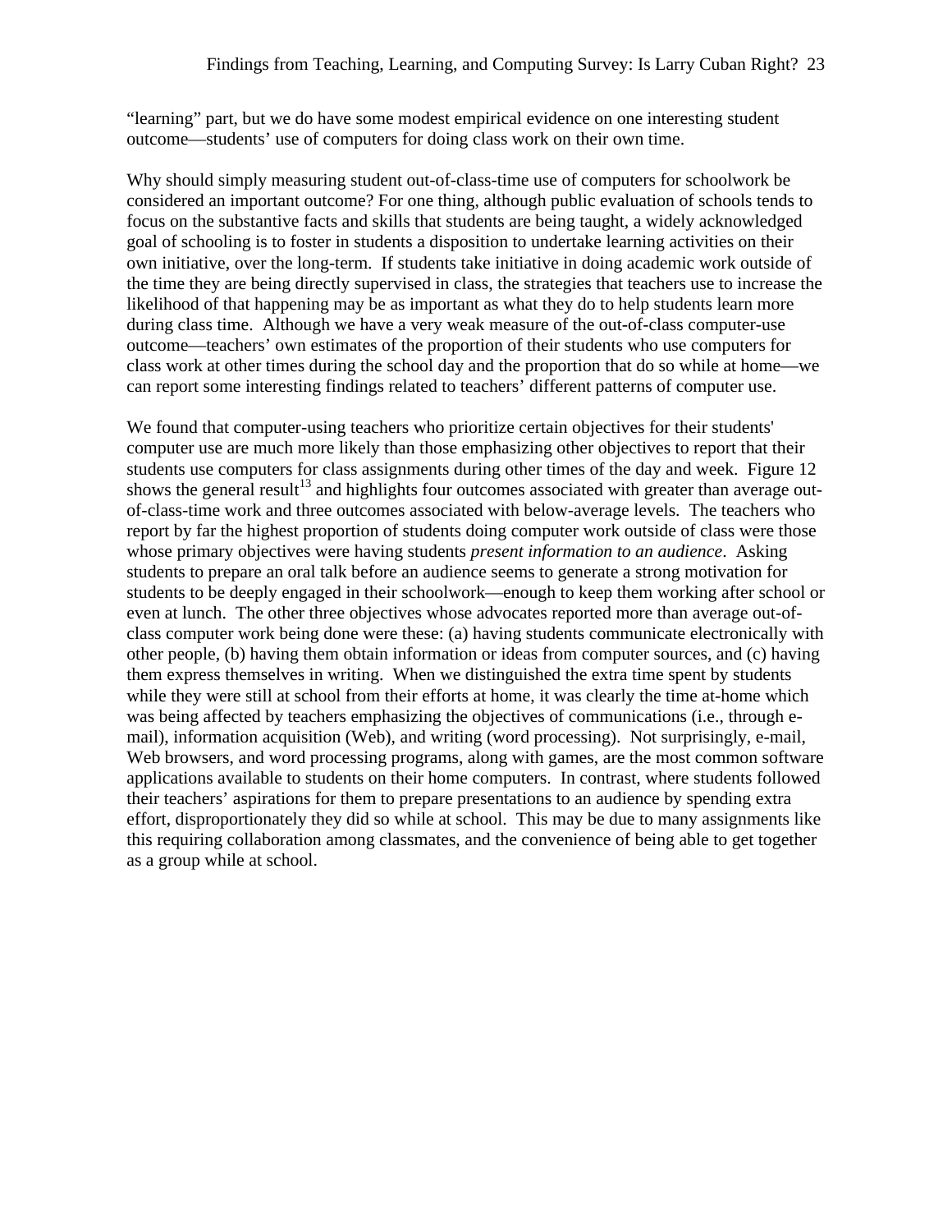"learning" part, but we do have some modest empirical evidence on one interesting student outcome—students' use of computers for doing class work on their own time.

Why should simply measuring student out-of-class-time use of computers for schoolwork be considered an important outcome? For one thing, although public evaluation of schools tends to focus on the substantive facts and skills that students are being taught, a widely acknowledged goal of schooling is to foster in students a disposition to undertake learning activities on their own initiative, over the long-term. If students take initiative in doing academic work outside of the time they are being directly supervised in class, the strategies that teachers use to increase the likelihood of that happening may be as important as what they do to help students learn more during class time. Although we have a very weak measure of the out-of-class computer-use outcome—teachers' own estimates of the proportion of their students who use computers for class work at other times during the school day and the proportion that do so while at home—we can report some interesting findings related to teachers' different patterns of computer use.

We found that computer-using teachers who prioritize certain objectives for their students' computer use are much more likely than those emphasizing other objectives to report that their students use computers for class assignments during other times of the day and week. Figure 12 shows the general result[13] and highlights four outcomes associated with greater than average out-of-class-time work and three outcomes associated with below-average levels. The teachers who report by far the highest proportion of students doing computer work outside of class were those whose primary objectives were having students *present information to an audience*. Asking students to prepare an oral talk before an audience seems to generate a strong motivation for students to be deeply engaged in their schoolwork—enough to keep them working after school or even at lunch. The other three objectives whose advocates reported more than average out-of-class computer work being done were these: (a) having students communicate electronically with other people, (b) having them obtain information or ideas from computer sources, and (c) having them express themselves in writing. When we distinguished the extra time spent by students while they were still at school from their efforts at home, it was clearly the time at-home which was being affected by teachers emphasizing the objectives of communications (i.e., through e-mail), information acquisition (Web), and writing (word processing). Not surprisingly, e-mail, Web browsers, and word processing programs, along with games, are the most common software applications available to students on their home computers. In contrast, where students followed their teachers' aspirations for them to prepare presentations to an audience by spending extra effort, disproportionately they did so while at school. This may be due to many assignments like this requiring collaboration among classmates, and the convenience of being able to get together as a group while at school.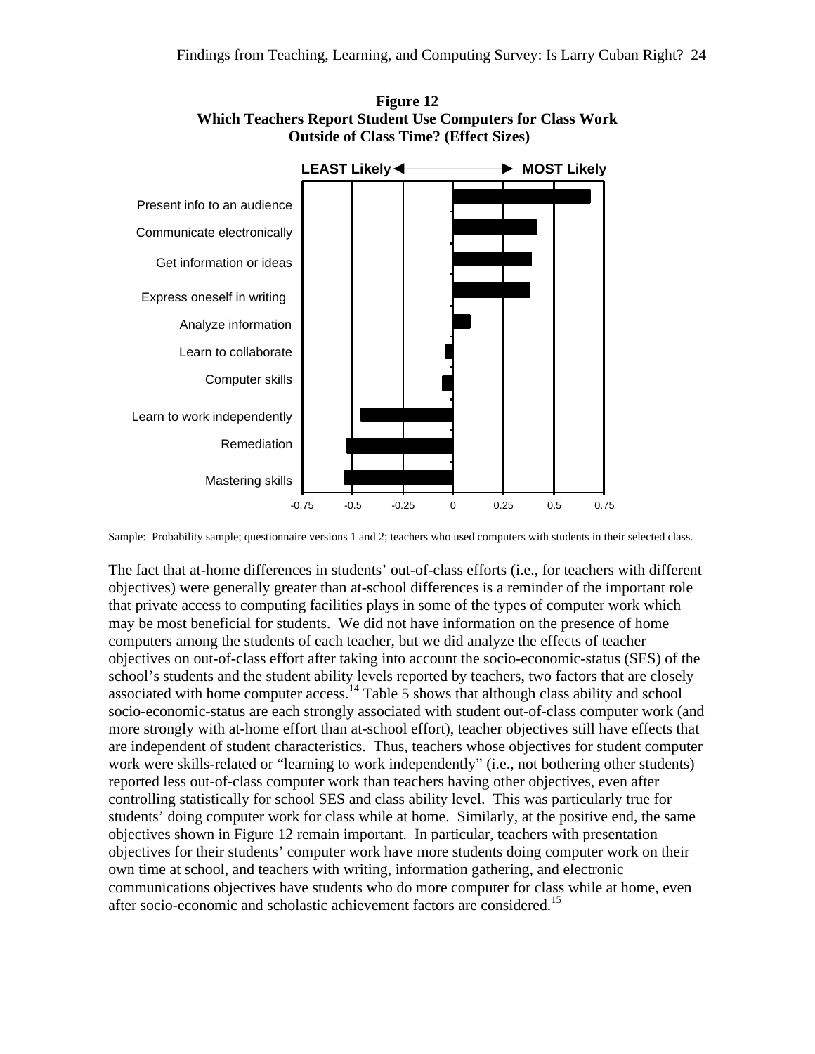**Figure 12**
**Which Teachers Report Student Use Computers for Class Work Outside of Class Time? (Effect Sizes)**

LEAST Likely ◄ ► MOST Likely

| Objective | Effect Size (approx.) |
|---|---|
| Present info to an audience | 0.68 |
| Communicate electronically | 0.42 |
| Get information or ideas | 0.39 |
| Express oneself in writing | 0.38 |
| Analyze information | 0.09 |
| Learn to collaborate | -0.04 |
| Computer skills | -0.05 |
| Learn to work independently | -0.46 |
| Remediation | -0.53 |
| Mastering skills | -0.54 |

Sample: Probability sample; questionnaire versions 1 and 2; teachers who used computers with students in their selected class.

The fact that at-home differences in students' out-of-class efforts (i.e., for teachers with different objectives) were generally greater than at-school differences is a reminder of the important role that private access to computing facilities plays in some of the types of computer work which may be most beneficial for students. We did not have information on the presence of home computers among the students of each teacher, but we did analyze the effects of teacher objectives on out-of-class effort after taking into account the socio-economic-status (SES) of the school's students and the student ability levels reported by teachers, two factors that are closely associated with home computer access.[14] Table 5 shows that although class ability and school socio-economic-status are each strongly associated with student out-of-class computer work (and more strongly with at-home effort than at-school effort), teacher objectives still have effects that are independent of student characteristics. Thus, teachers whose objectives for student computer work were skills-related or "learning to work independently" (i.e., not bothering other students) reported less out-of-class computer work than teachers having other objectives, even after controlling statistically for school SES and class ability level. This was particularly true for students' doing computer work for class while at home. Similarly, at the positive end, the same objectives shown in Figure 12 remain important. In particular, teachers with presentation objectives for their students' computer work have more students doing computer work on their own time at school, and teachers with writing, information gathering, and electronic communications objectives have students who do more computer for class while at home, even after socio-economic and scholastic achievement factors are considered.[15]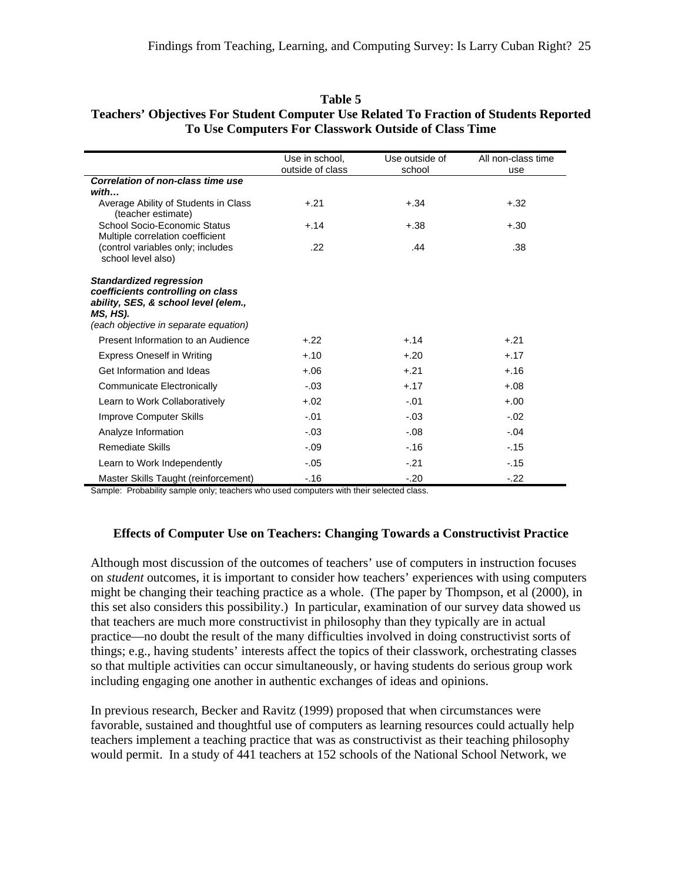**Table 5**
**Teachers' Objectives For Student Computer Use Related To Fraction of Students Reported To Use Computers For Classwork Outside of Class Time**

| | Use in school, outside of class | Use outside of school | All non-class time use |
|---|---|---|---|
| ***Correlation of non-class time use with…*** | | | |
| Average Ability of Students in Class (teacher estimate) | +.21 | +.34 | +.32 |
| School Socio-Economic Status | +.14 | +.38 | +.30 |
| Multiple correlation coefficient (control variables only; includes school level also) | .22 | .44 | .38 |
| ***Standardized regression coefficients controlling on class ability, SES, & school level (elem., MS, HS).*** *(each objective in separate equation)* | | | |
| Present Information to an Audience | +.22 | +.14 | +.21 |
| Express Oneself in Writing | +.10 | +.20 | +.17 |
| Get Information and Ideas | +.06 | +.21 | +.16 |
| Communicate Electronically | -.03 | +.17 | +.08 |
| Learn to Work Collaboratively | +.02 | -.01 | +.00 |
| Improve Computer Skills | -.01 | -.03 | -.02 |
| Analyze Information | -.03 | -.08 | -.04 |
| Remediate Skills | -.09 | -.16 | -.15 |
| Learn to Work Independently | -.05 | -.21 | -.15 |
| Master Skills Taught (reinforcement) | -.16 | -.20 | -.22 |

Sample: Probability sample only; teachers who used computers with their selected class.

### Effects of Computer Use on Teachers: Changing Towards a Constructivist Practice

Although most discussion of the outcomes of teachers' use of computers in instruction focuses on *student* outcomes, it is important to consider how teachers' experiences with using computers might be changing their teaching practice as a whole. (The paper by Thompson, et al (2000), in this set also considers this possibility.) In particular, examination of our survey data showed us that teachers are much more constructivist in philosophy than they typically are in actual practice—no doubt the result of the many difficulties involved in doing constructivist sorts of things; e.g., having students' interests affect the topics of their classwork, orchestrating classes so that multiple activities can occur simultaneously, or having students do serious group work including engaging one another in authentic exchanges of ideas and opinions.

In previous research, Becker and Ravitz (1999) proposed that when circumstances were favorable, sustained and thoughtful use of computers as learning resources could actually help teachers implement a teaching practice that was as constructivist as their teaching philosophy would permit. In a study of 441 teachers at 152 schools of the National School Network, we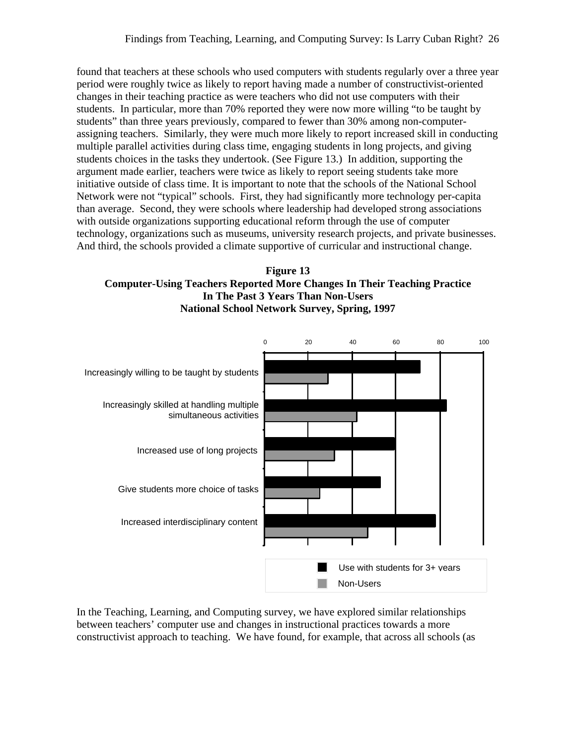found that teachers at these schools who used computers with students regularly over a three year period were roughly twice as likely to report having made a number of constructivist-oriented changes in their teaching practice as were teachers who did not use computers with their students. In particular, more than 70% reported they were now more willing "to be taught by students" than three years previously, compared to fewer than 30% among non-computer-assigning teachers. Similarly, they were much more likely to report increased skill in conducting multiple parallel activities during class time, engaging students in long projects, and giving students choices in the tasks they undertook. (See Figure 13.) In addition, supporting the argument made earlier, teachers were twice as likely to report seeing students take more initiative outside of class time. It is important to note that the schools of the National School Network were not "typical" schools. First, they had significantly more technology per-capita than average. Second, they were schools where leadership had developed strong associations with outside organizations supporting educational reform through the use of computer technology, organizations such as museums, university research projects, and private businesses. And third, the schools provided a climate supportive of curricular and instructional change.

**Figure 13**
**Computer-Using Teachers Reported More Changes In Their Teaching Practice In The Past 3 Years Than Non-Users**
**National School Network Survey, Spring, 1997**

| | Use with students for 3+ years | Non-Users |
|---|---|---|
| Increasingly willing to be taught by students | ~71 | ~29 |
| Increasingly skilled at handling multiple simultaneous activities | ~83 | ~42 |
| Increased use of long projects | ~59 | ~32 |
| Give students more choice of tasks | ~53 | ~25 |
| Increased interdisciplinary content | ~78 | ~47 |

In the Teaching, Learning, and Computing survey, we have explored similar relationships between teachers' computer use and changes in instructional practices towards a more constructivist approach to teaching. We have found, for example, that across all schools (as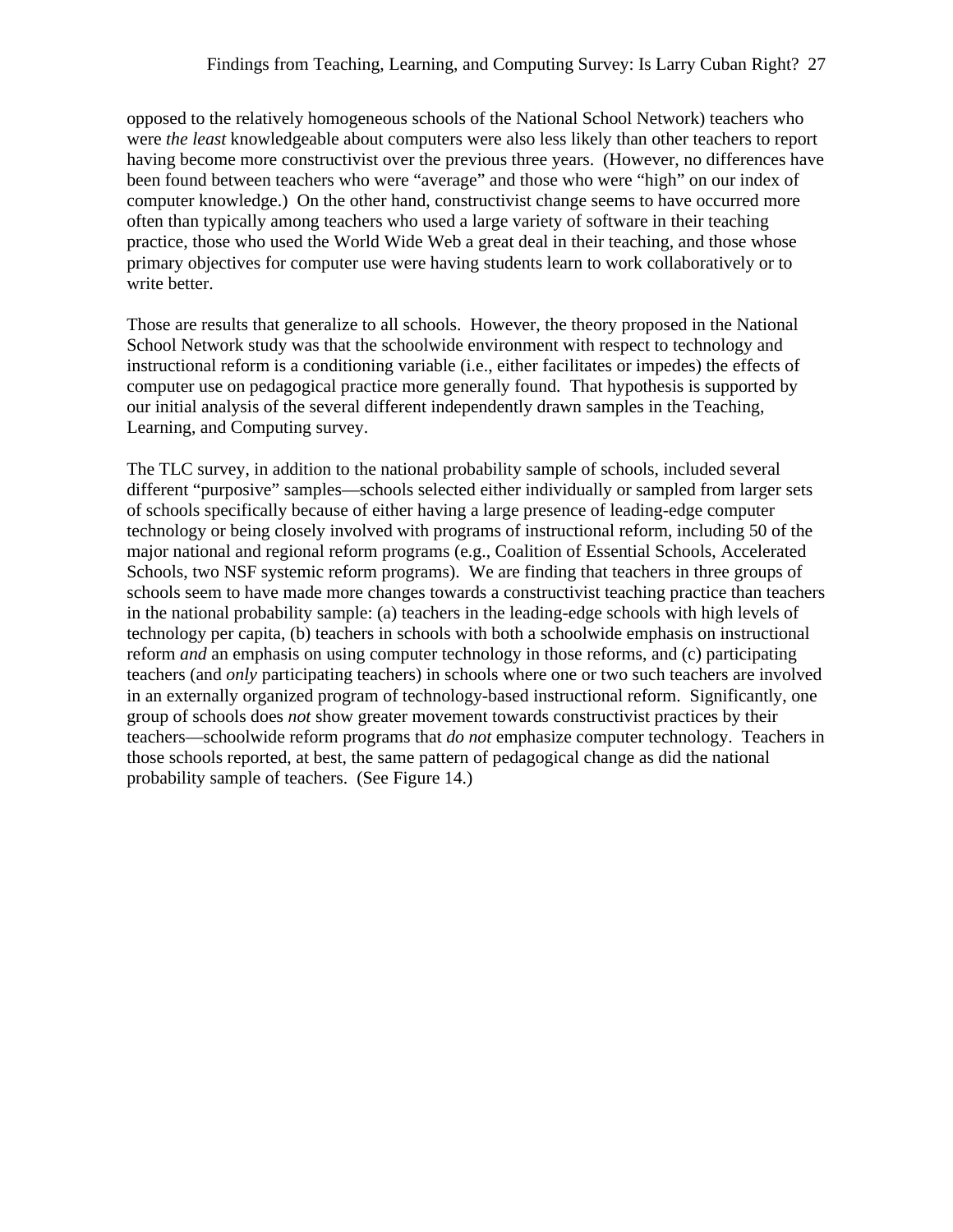opposed to the relatively homogeneous schools of the National School Network) teachers who were *the least* knowledgeable about computers were also less likely than other teachers to report having become more constructivist over the previous three years. (However, no differences have been found between teachers who were "average" and those who were "high" on our index of computer knowledge.) On the other hand, constructivist change seems to have occurred more often than typically among teachers who used a large variety of software in their teaching practice, those who used the World Wide Web a great deal in their teaching, and those whose primary objectives for computer use were having students learn to work collaboratively or to write better.

Those are results that generalize to all schools. However, the theory proposed in the National School Network study was that the schoolwide environment with respect to technology and instructional reform is a conditioning variable (i.e., either facilitates or impedes) the effects of computer use on pedagogical practice more generally found. That hypothesis is supported by our initial analysis of the several different independently drawn samples in the Teaching, Learning, and Computing survey.

The TLC survey, in addition to the national probability sample of schools, included several different "purposive" samples—schools selected either individually or sampled from larger sets of schools specifically because of either having a large presence of leading-edge computer technology or being closely involved with programs of instructional reform, including 50 of the major national and regional reform programs (e.g., Coalition of Essential Schools, Accelerated Schools, two NSF systemic reform programs). We are finding that teachers in three groups of schools seem to have made more changes towards a constructivist teaching practice than teachers in the national probability sample: (a) teachers in the leading-edge schools with high levels of technology per capita, (b) teachers in schools with both a schoolwide emphasis on instructional reform *and* an emphasis on using computer technology in those reforms, and (c) participating teachers (and *only* participating teachers) in schools where one or two such teachers are involved in an externally organized program of technology-based instructional reform. Significantly, one group of schools does *not* show greater movement towards constructivist practices by their teachers—schoolwide reform programs that *do not* emphasize computer technology. Teachers in those schools reported, at best, the same pattern of pedagogical change as did the national probability sample of teachers. (See Figure 14.)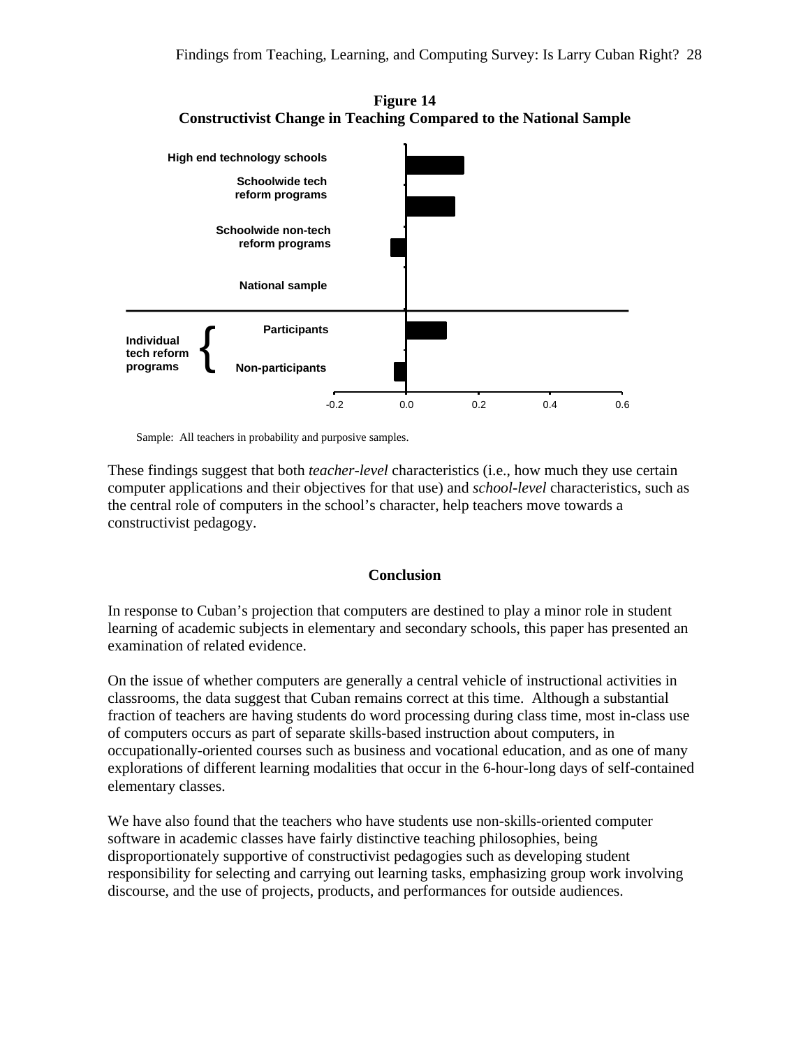**Figure 14**
**Constructivist Change in Teaching Compared to the National Sample**

Sample: All teachers in probability and purposive samples.

These findings suggest that both *teacher-level* characteristics (i.e., how much they use certain computer applications and their objectives for that use) and *school-level* characteristics, such as the central role of computers in the school's character, help teachers move towards a constructivist pedagogy.

## Conclusion

In response to Cuban's projection that computers are destined to play a minor role in student learning of academic subjects in elementary and secondary schools, this paper has presented an examination of related evidence.

On the issue of whether computers are generally a central vehicle of instructional activities in classrooms, the data suggest that Cuban remains correct at this time. Although a substantial fraction of teachers are having students do word processing during class time, most in-class use of computers occurs as part of separate skills-based instruction about computers, in occupationally-oriented courses such as business and vocational education, and as one of many explorations of different learning modalities that occur in the 6-hour-long days of self-contained elementary classes.

We have also found that the teachers who have students use non-skills-oriented computer software in academic classes have fairly distinctive teaching philosophies, being disproportionately supportive of constructivist pedagogies such as developing student responsibility for selecting and carrying out learning tasks, emphasizing group work involving discourse, and the use of projects, products, and performances for outside audiences.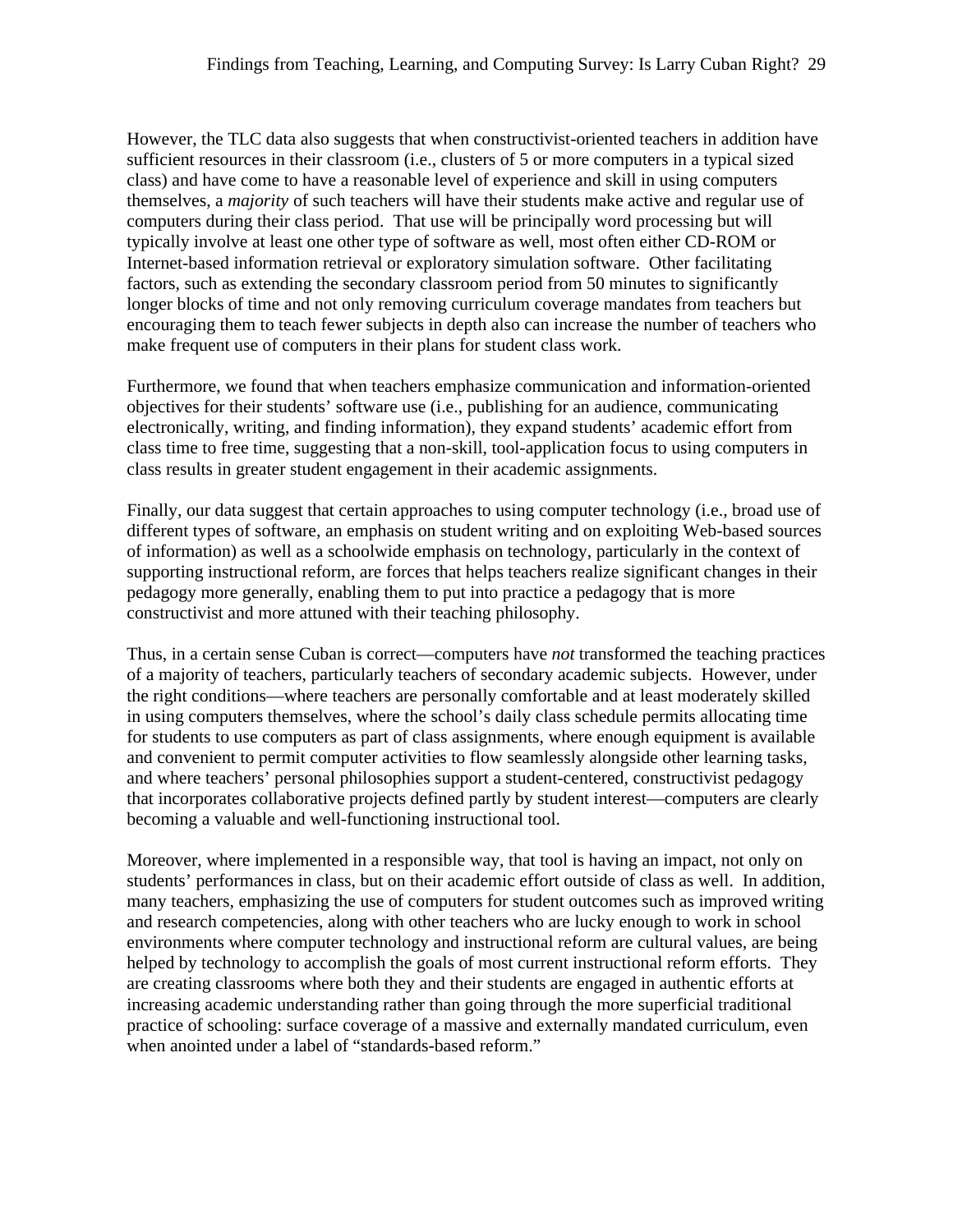However, the TLC data also suggests that when constructivist-oriented teachers in addition have sufficient resources in their classroom (i.e., clusters of 5 or more computers in a typical sized class) and have come to have a reasonable level of experience and skill in using computers themselves, a *majority* of such teachers will have their students make active and regular use of computers during their class period. That use will be principally word processing but will typically involve at least one other type of software as well, most often either CD-ROM or Internet-based information retrieval or exploratory simulation software. Other facilitating factors, such as extending the secondary classroom period from 50 minutes to significantly longer blocks of time and not only removing curriculum coverage mandates from teachers but encouraging them to teach fewer subjects in depth also can increase the number of teachers who make frequent use of computers in their plans for student class work.

Furthermore, we found that when teachers emphasize communication and information-oriented objectives for their students' software use (i.e., publishing for an audience, communicating electronically, writing, and finding information), they expand students' academic effort from class time to free time, suggesting that a non-skill, tool-application focus to using computers in class results in greater student engagement in their academic assignments.

Finally, our data suggest that certain approaches to using computer technology (i.e., broad use of different types of software, an emphasis on student writing and on exploiting Web-based sources of information) as well as a schoolwide emphasis on technology, particularly in the context of supporting instructional reform, are forces that helps teachers realize significant changes in their pedagogy more generally, enabling them to put into practice a pedagogy that is more constructivist and more attuned with their teaching philosophy.

Thus, in a certain sense Cuban is correct—computers have *not* transformed the teaching practices of a majority of teachers, particularly teachers of secondary academic subjects. However, under the right conditions—where teachers are personally comfortable and at least moderately skilled in using computers themselves, where the school's daily class schedule permits allocating time for students to use computers as part of class assignments, where enough equipment is available and convenient to permit computer activities to flow seamlessly alongside other learning tasks, and where teachers' personal philosophies support a student-centered, constructivist pedagogy that incorporates collaborative projects defined partly by student interest—computers are clearly becoming a valuable and well-functioning instructional tool.

Moreover, where implemented in a responsible way, that tool is having an impact, not only on students' performances in class, but on their academic effort outside of class as well. In addition, many teachers, emphasizing the use of computers for student outcomes such as improved writing and research competencies, along with other teachers who are lucky enough to work in school environments where computer technology and instructional reform are cultural values, are being helped by technology to accomplish the goals of most current instructional reform efforts. They are creating classrooms where both they and their students are engaged in authentic efforts at increasing academic understanding rather than going through the more superficial traditional practice of schooling: surface coverage of a massive and externally mandated curriculum, even when anointed under a label of "standards-based reform."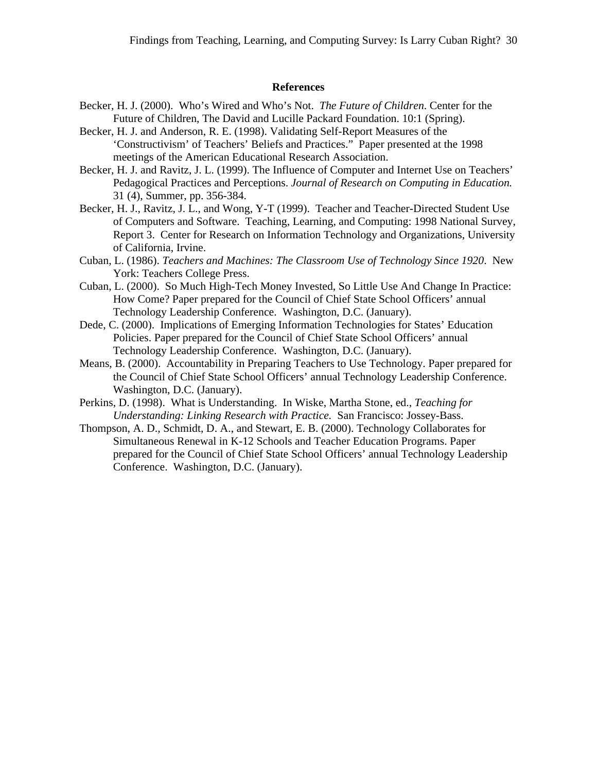## References

Becker, H. J. (2000). Who's Wired and Who's Not. *The Future of Children*. Center for the Future of Children, The David and Lucille Packard Foundation. 10:1 (Spring).

Becker, H. J. and Anderson, R. E. (1998). Validating Self-Report Measures of the 'Constructivism' of Teachers' Beliefs and Practices." Paper presented at the 1998 meetings of the American Educational Research Association.

Becker, H. J. and Ravitz, J. L. (1999). The Influence of Computer and Internet Use on Teachers' Pedagogical Practices and Perceptions. *Journal of Research on Computing in Education.* 31 (4), Summer, pp. 356-384.

Becker, H. J., Ravitz, J. L., and Wong, Y-T (1999). Teacher and Teacher-Directed Student Use of Computers and Software. Teaching, Learning, and Computing: 1998 National Survey, Report 3. Center for Research on Information Technology and Organizations, University of California, Irvine.

Cuban, L. (1986). *Teachers and Machines: The Classroom Use of Technology Since 1920*. New York: Teachers College Press.

Cuban, L. (2000). So Much High-Tech Money Invested, So Little Use And Change In Practice: How Come? Paper prepared for the Council of Chief State School Officers' annual Technology Leadership Conference. Washington, D.C. (January).

Dede, C. (2000). Implications of Emerging Information Technologies for States' Education Policies. Paper prepared for the Council of Chief State School Officers' annual Technology Leadership Conference. Washington, D.C. (January).

Means, B. (2000). Accountability in Preparing Teachers to Use Technology. Paper prepared for the Council of Chief State School Officers' annual Technology Leadership Conference. Washington, D.C. (January).

Perkins, D. (1998). What is Understanding. In Wiske, Martha Stone, ed., *Teaching for Understanding: Linking Research with Practice.* San Francisco: Jossey-Bass.

Thompson, A. D., Schmidt, D. A., and Stewart, E. B. (2000). Technology Collaborates for Simultaneous Renewal in K-12 Schools and Teacher Education Programs. Paper prepared for the Council of Chief State School Officers' annual Technology Leadership Conference. Washington, D.C. (January).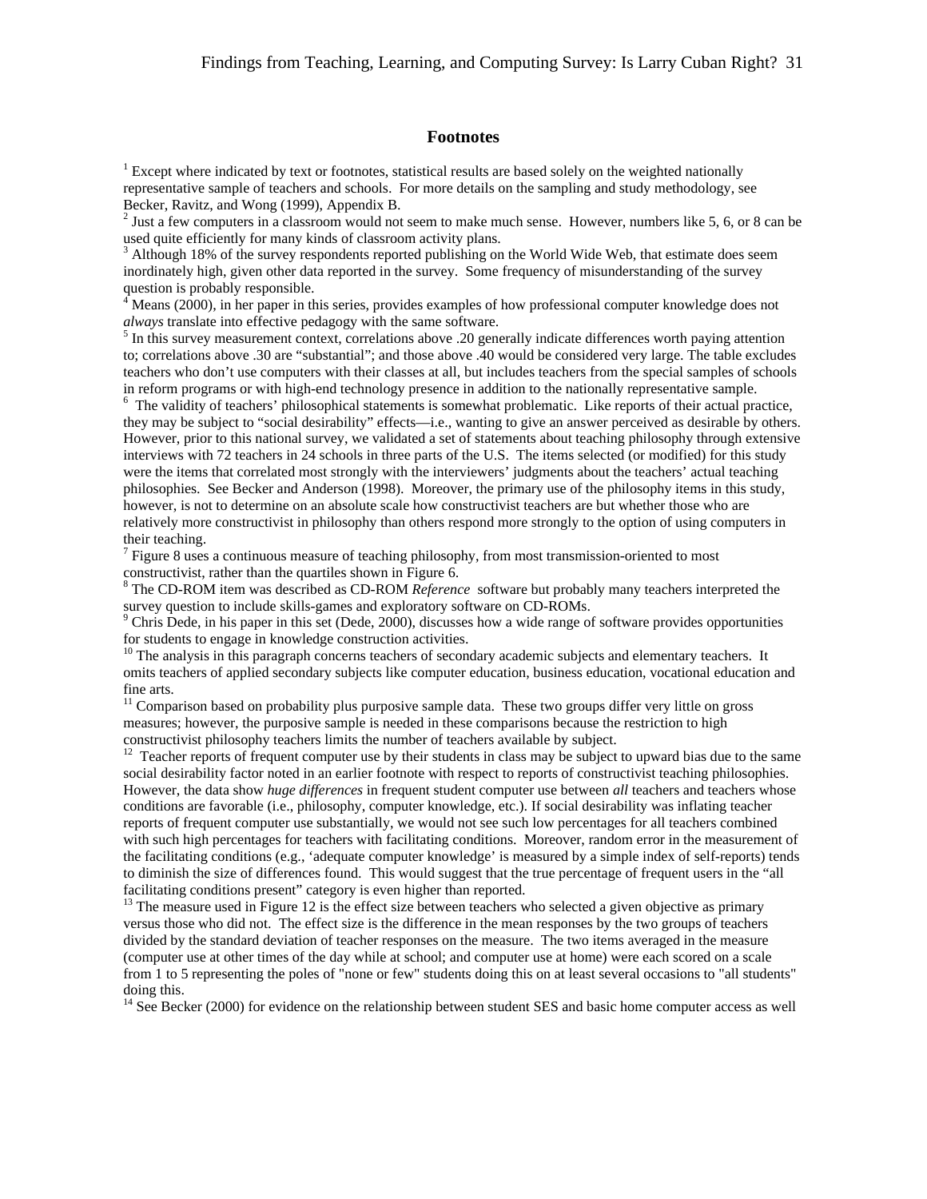## Footnotes

[1] Except where indicated by text or footnotes, statistical results are based solely on the weighted nationally representative sample of teachers and schools. For more details on the sampling and study methodology, see Becker, Ravitz, and Wong (1999), Appendix B.

[2] Just a few computers in a classroom would not seem to make much sense. However, numbers like 5, 6, or 8 can be used quite efficiently for many kinds of classroom activity plans.

[3] Although 18% of the survey respondents reported publishing on the World Wide Web, that estimate does seem inordinately high, given other data reported in the survey. Some frequency of misunderstanding of the survey question is probably responsible.

[4] Means (2000), in her paper in this series, provides examples of how professional computer knowledge does not *always* translate into effective pedagogy with the same software.

[5] In this survey measurement context, correlations above .20 generally indicate differences worth paying attention to; correlations above .30 are "substantial"; and those above .40 would be considered very large. The table excludes teachers who don't use computers with their classes at all, but includes teachers from the special samples of schools in reform programs or with high-end technology presence in addition to the nationally representative sample.

[6] The validity of teachers' philosophical statements is somewhat problematic. Like reports of their actual practice, they may be subject to "social desirability" effects—i.e., wanting to give an answer perceived as desirable by others. However, prior to this national survey, we validated a set of statements about teaching philosophy through extensive interviews with 72 teachers in 24 schools in three parts of the U.S. The items selected (or modified) for this study were the items that correlated most strongly with the interviewers' judgments about the teachers' actual teaching philosophies. See Becker and Anderson (1998). Moreover, the primary use of the philosophy items in this study, however, is not to determine on an absolute scale how constructivist teachers are but whether those who are relatively more constructivist in philosophy than others respond more strongly to the option of using computers in their teaching.

[7] Figure 8 uses a continuous measure of teaching philosophy, from most transmission-oriented to most constructivist, rather than the quartiles shown in Figure 6.

[8] The CD-ROM item was described as CD-ROM *Reference* software but probably many teachers interpreted the survey question to include skills-games and exploratory software on CD-ROMs.

[9] Chris Dede, in his paper in this set (Dede, 2000), discusses how a wide range of software provides opportunities for students to engage in knowledge construction activities.

[10] The analysis in this paragraph concerns teachers of secondary academic subjects and elementary teachers. It omits teachers of applied secondary subjects like computer education, business education, vocational education and fine arts.

[11] Comparison based on probability plus purposive sample data. These two groups differ very little on gross measures; however, the purposive sample is needed in these comparisons because the restriction to high constructivist philosophy teachers limits the number of teachers available by subject.

[12] Teacher reports of frequent computer use by their students in class may be subject to upward bias due to the same social desirability factor noted in an earlier footnote with respect to reports of constructivist teaching philosophies. However, the data show *huge differences* in frequent student computer use between *all* teachers and teachers whose conditions are favorable (i.e., philosophy, computer knowledge, etc.). If social desirability was inflating teacher reports of frequent computer use substantially, we would not see such low percentages for all teachers combined with such high percentages for teachers with facilitating conditions. Moreover, random error in the measurement of the facilitating conditions (e.g., 'adequate computer knowledge' is measured by a simple index of self-reports) tends to diminish the size of differences found. This would suggest that the true percentage of frequent users in the "all facilitating conditions present" category is even higher than reported.

[13] The measure used in Figure 12 is the effect size between teachers who selected a given objective as primary versus those who did not. The effect size is the difference in the mean responses by the two groups of teachers divided by the standard deviation of teacher responses on the measure. The two items averaged in the measure (computer use at other times of the day while at school; and computer use at home) were each scored on a scale from 1 to 5 representing the poles of "none or few" students doing this on at least several occasions to "all students" doing this.

[14] See Becker (2000) for evidence on the relationship between student SES and basic home computer access as well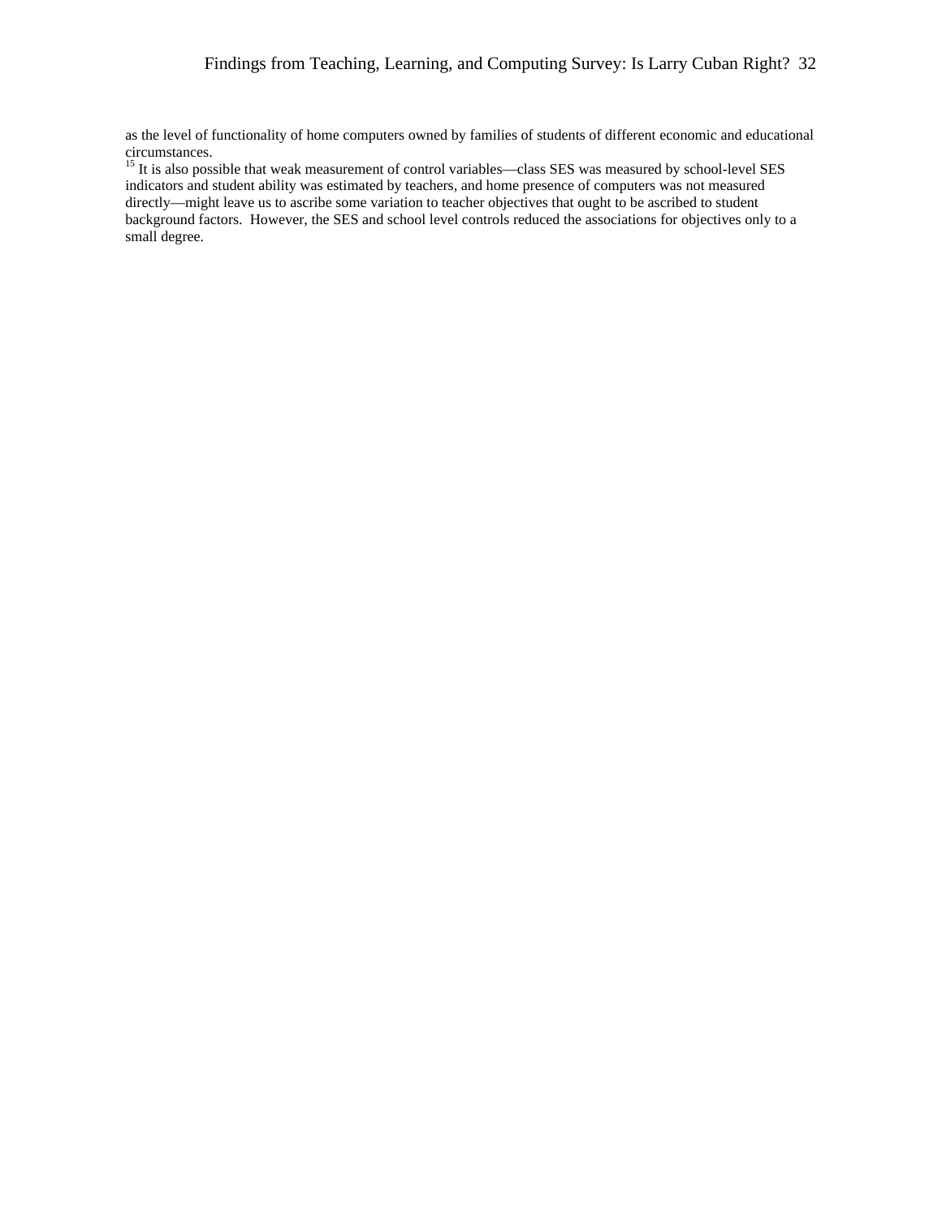as the level of functionality of home computers owned by families of students of different economic and educational circumstances.

[15] It is also possible that weak measurement of control variables—class SES was measured by school-level SES indicators and student ability was estimated by teachers, and home presence of computers was not measured directly—might leave us to ascribe some variation to teacher objectives that ought to be ascribed to student background factors. However, the SES and school level controls reduced the associations for objectives only to a small degree.